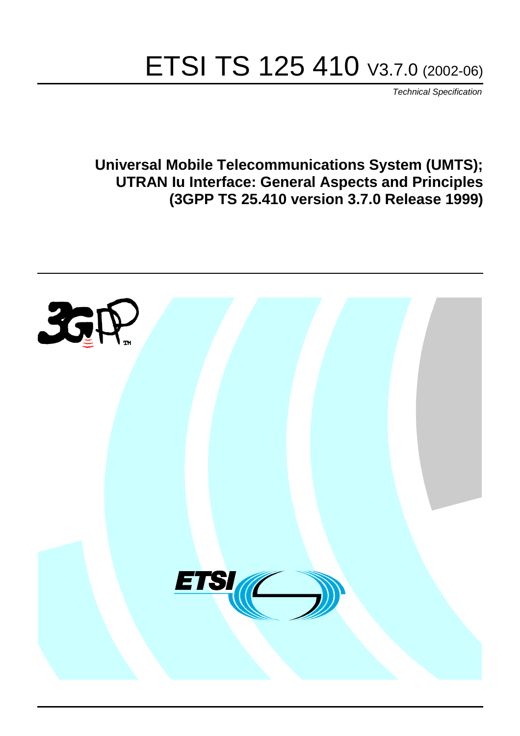# ETSI TS 125 410 V3.7.0 (2002-06)

*Technical Specification*

**Universal Mobile Telecommunications System (UMTS); UTRAN Iu Interface: General Aspects and Principles (3GPP TS 25.410 version 3.7.0 Release 1999)**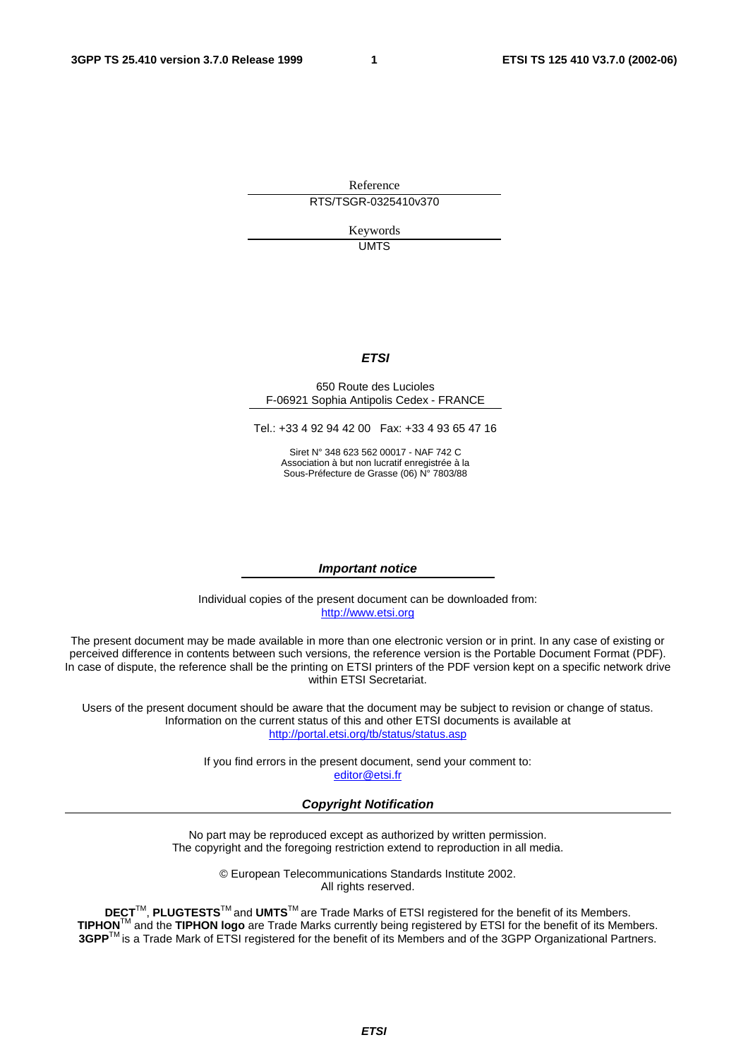Reference

RTS/TSGR-0325410v370

Keywords

UMTS

***ETSI***

650 Route des Lucioles
F-06921 Sophia Antipolis Cedex - FRANCE

Tel.: +33 4 92 94 42 00 Fax: +33 4 93 65 47 16

Siret N° 348 623 562 00017 - NAF 742 C
Association à but non lucratif enregistrée à la
Sous-Préfecture de Grasse (06) N° 7803/88

***Important notice***

Individual copies of the present document can be downloaded from:
http://www.etsi.org

The present document may be made available in more than one electronic version or in print. In any case of existing or perceived difference in contents between such versions, the reference version is the Portable Document Format (PDF). In case of dispute, the reference shall be the printing on ETSI printers of the PDF version kept on a specific network drive within ETSI Secretariat.

Users of the present document should be aware that the document may be subject to revision or change of status. Information on the current status of this and other ETSI documents is available at
http://portal.etsi.org/tb/status/status.asp

If you find errors in the present document, send your comment to:
editor@etsi.fr

***Copyright Notification***

No part may be reproduced except as authorized by written permission.
The copyright and the foregoing restriction extend to reproduction in all media.

© European Telecommunications Standards Institute 2002.
All rights reserved.

**DECT**TM, **PLUGTESTS**TM and **UMTS**TM are Trade Marks of ETSI registered for the benefit of its Members.
**TIPHON**TM and the **TIPHON logo** are Trade Marks currently being registered by ETSI for the benefit of its Members.
**3GPP**TM is a Trade Mark of ETSI registered for the benefit of its Members and of the 3GPP Organizational Partners.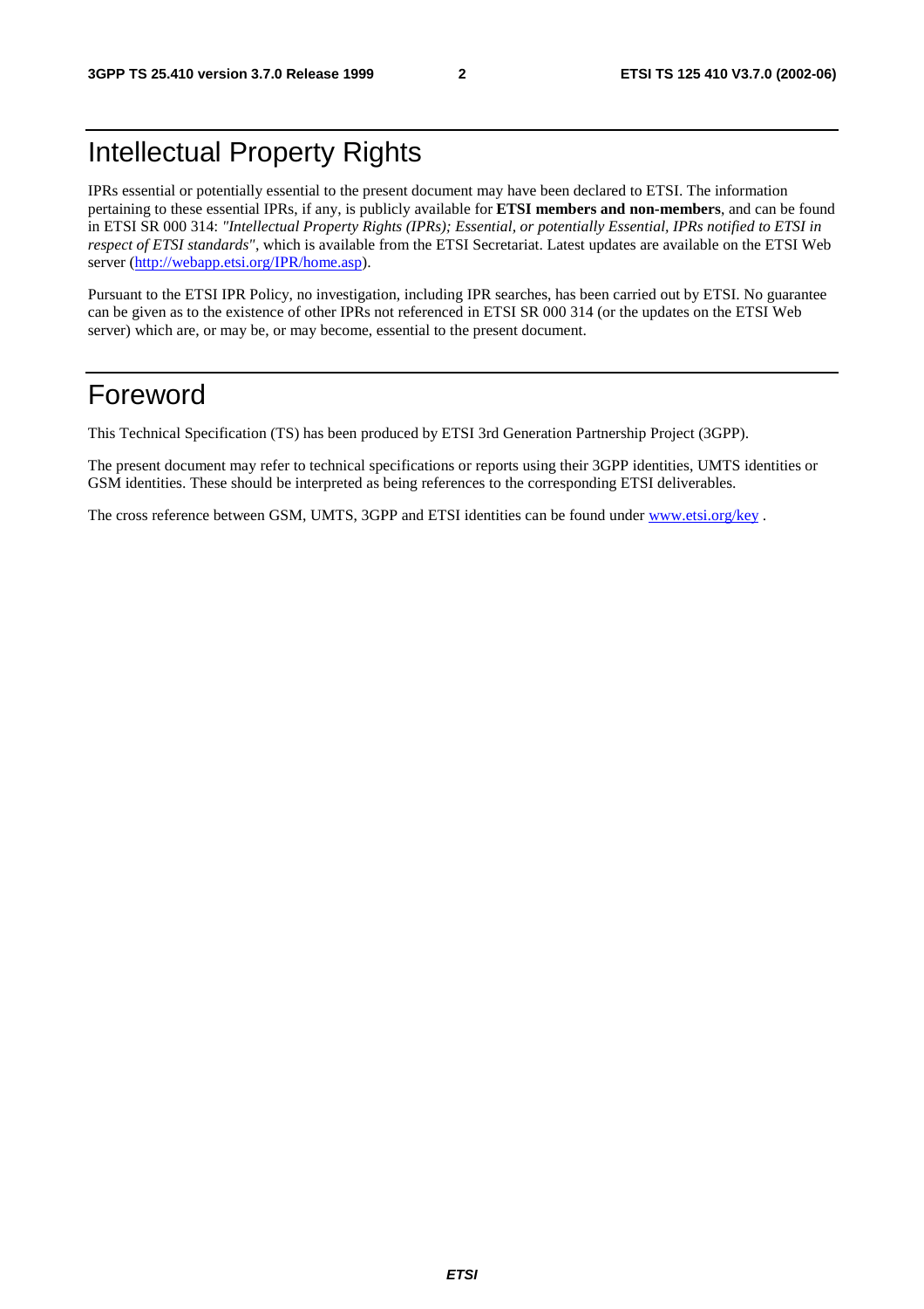# Intellectual Property Rights

IPRs essential or potentially essential to the present document may have been declared to ETSI. The information pertaining to these essential IPRs, if any, is publicly available for **ETSI members and non-members**, and can be found in ETSI SR 000 314: *"Intellectual Property Rights (IPRs); Essential, or potentially Essential, IPRs notified to ETSI in respect of ETSI standards"*, which is available from the ETSI Secretariat. Latest updates are available on the ETSI Web server (http://webapp.etsi.org/IPR/home.asp).

Pursuant to the ETSI IPR Policy, no investigation, including IPR searches, has been carried out by ETSI. No guarantee can be given as to the existence of other IPRs not referenced in ETSI SR 000 314 (or the updates on the ETSI Web server) which are, or may be, or may become, essential to the present document.

# Foreword

This Technical Specification (TS) has been produced by ETSI 3rd Generation Partnership Project (3GPP).

The present document may refer to technical specifications or reports using their 3GPP identities, UMTS identities or GSM identities. These should be interpreted as being references to the corresponding ETSI deliverables.

The cross reference between GSM, UMTS, 3GPP and ETSI identities can be found under www.etsi.org/key .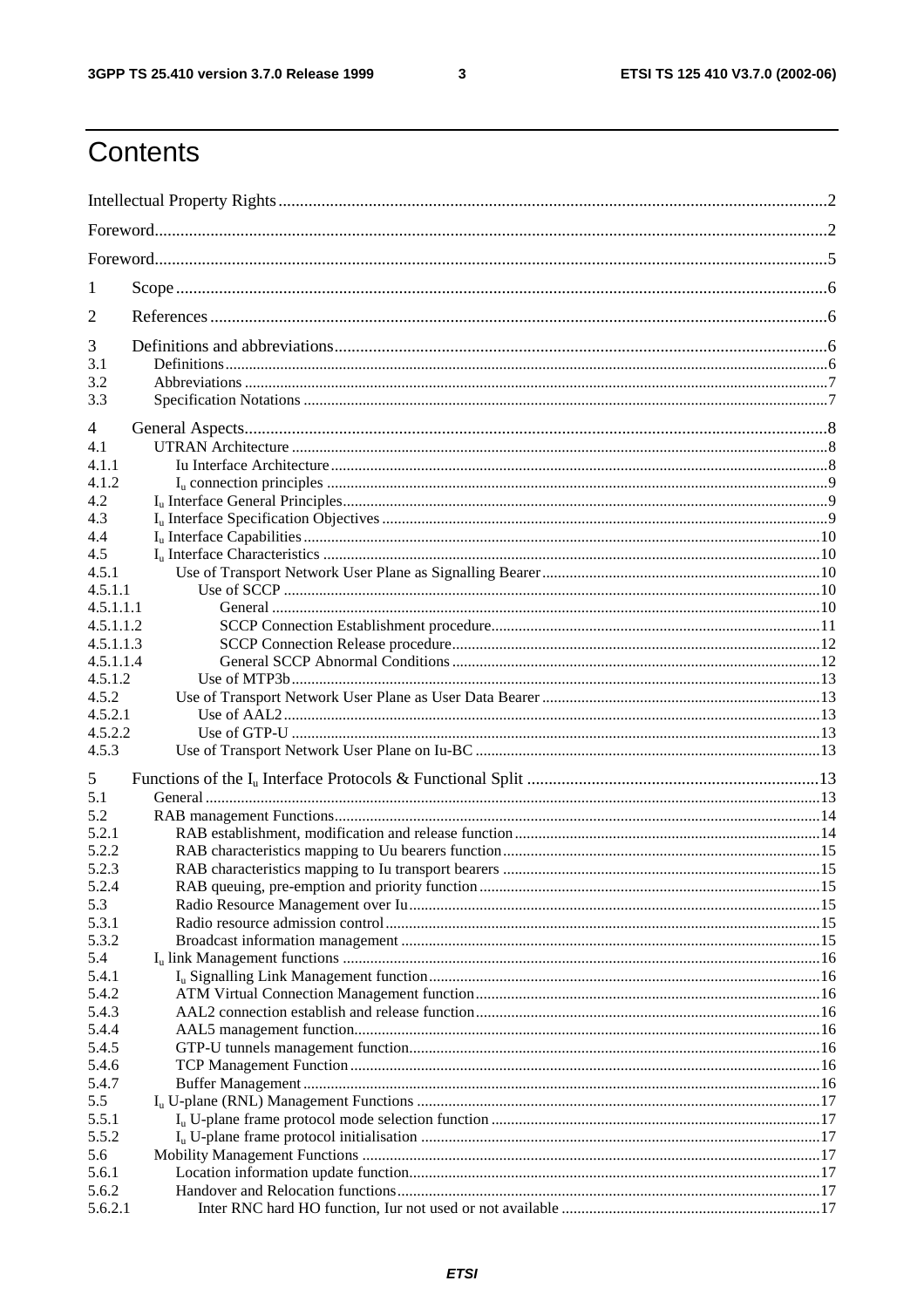# Contents

Intellectual Property Rights ........................................................................................................................2

Foreword ....................................................................................................................................................2

Foreword ....................................................................................................................................................5

1 Scope ......................................................................................................................................................6

2 References ..............................................................................................................................................6

3 Definitions and abbreviations .................................................................................................................6
3.1 Definitions ............................................................................................................................................6
3.2 Abbreviations .......................................................................................................................................7
3.3 Specification Notations .........................................................................................................................7

4 General Aspects.......................................................................................................................................8
4.1 UTRAN Architecture ...........................................................................................................................8
4.1.1 Iu Interface Architecture ...................................................................................................................8
4.1.2 $I_u$ connection principles .................................................................................................................9
4.2 $I_u$ Interface General Principles ............................................................................................................9
4.3 $I_u$ Interface Specification Objectives ...................................................................................................9
4.4 $I_u$ Interface Capabilities .....................................................................................................................10
4.5 $I_u$ Interface Characteristics ................................................................................................................10
4.5.1 Use of Transport Network User Plane as Signalling Bearer ..............................................................10
4.5.1.1 Use of SCCP ...............................................................................................................................10
4.5.1.1.1 General ....................................................................................................................................10
4.5.1.1.2 SCCP Connection Establishment procedure ...............................................................................11
4.5.1.1.3 SCCP Connection Release procedure .........................................................................................12
4.5.1.1.4 General SCCP Abnormal Conditions .........................................................................................12
4.5.1.2 Use of MTP3b .............................................................................................................................13
4.5.2 Use of Transport Network User Plane as User Data Bearer ..............................................................13
4.5.2.1 Use of AAL2 ...............................................................................................................................13
4.5.2.2 Use of GTP-U .............................................................................................................................13
4.5.3 Use of Transport Network User Plane on Iu-BC ...............................................................................13

5 Functions of the $I_u$ Interface Protocols & Functional Split ...................................................................13
5.1 General ...............................................................................................................................................13
5.2 RAB management Functions ...............................................................................................................14
5.2.1 RAB establishment, modification and release function ....................................................................14
5.2.2 RAB characteristics mapping to Uu bearers function .......................................................................15
5.2.3 RAB characteristics mapping to Iu transport bearers ........................................................................15
5.2.4 RAB queuing, pre-emption and priority function .............................................................................15
5.3 Radio Resource Management over Iu ..................................................................................................15
5.3.1 Radio resource admission control ...................................................................................................15
5.3.2 Broadcast information management ................................................................................................15
5.4 $I_u$ link Management functions ...........................................................................................................16
5.4.1 $I_u$ Signalling Link Management function .........................................................................................16
5.4.2 ATM Virtual Connection Management function ...............................................................................16
5.4.3 AAL2 connection establish and release function ..............................................................................16
5.4.4 AAL5 management function ...........................................................................................................16
5.4.5 GTP-U tunnels management function ..............................................................................................16
5.4.6 TCP Management Function .............................................................................................................16
5.4.7 Buffer Management .......................................................................................................................16
5.5 $I_u$ U-plane (RNL) Management Functions ............................................................................................17
5.5.1 $I_u$ U-plane frame protocol mode selection function ..........................................................................17
5.5.2 $I_u$ U-plane frame protocol initialisation ..........................................................................................17
5.6 Mobility Management Functions .........................................................................................................17
5.6.1 Location information update function ..............................................................................................17
5.6.2 Handover and Relocation functions ................................................................................................17
5.6.2.1 Inter RNC hard HO function, Iur not used or not available .............................................................17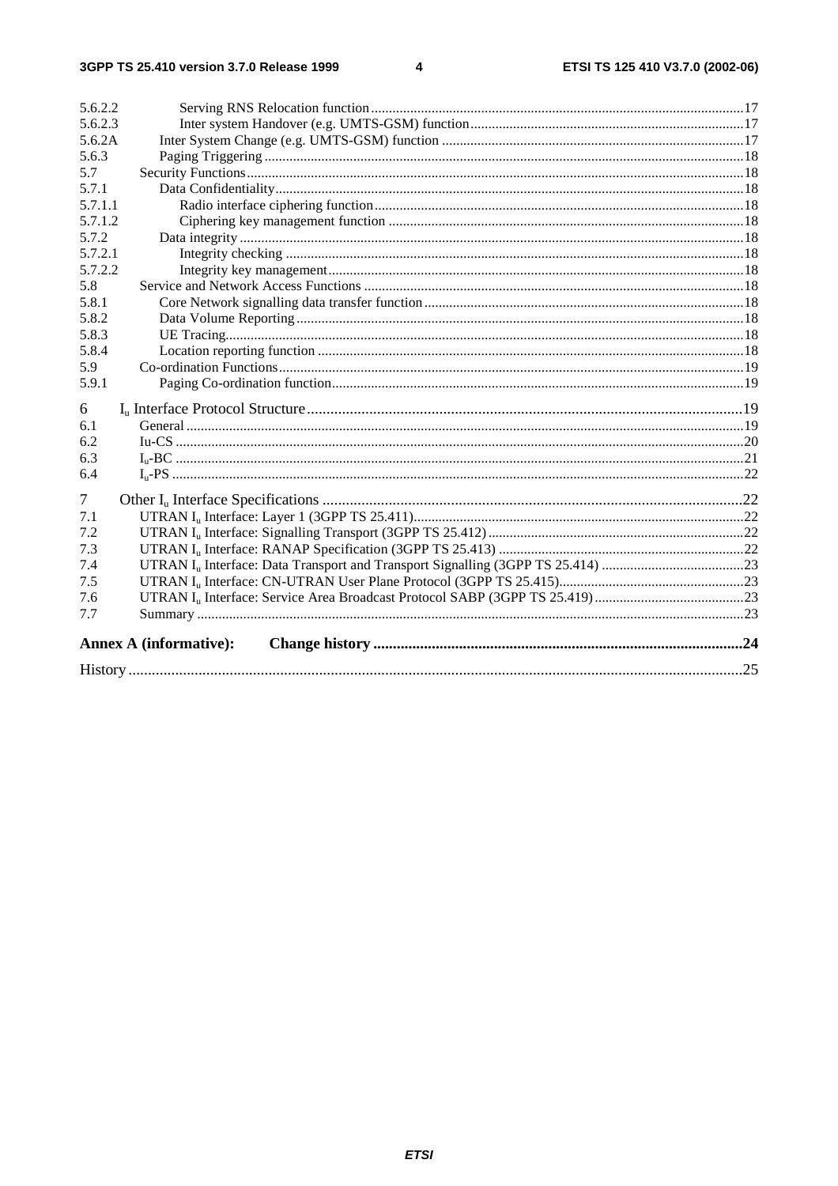5.6.2.2 Serving RNS Relocation function ........................................................................................................17
5.6.2.3 Inter system Handover (e.g. UMTS-GSM) function ............................................................................17
5.6.2A Inter System Change (e.g. UMTS-GSM) function .....................................................................................17
5.6.3 Paging Triggering .......................................................................................................................................18
5.7 Security Functions...........................................................................................................................................18
5.7.1 Data Confidentiality ...................................................................................................................................18
5.7.1.1 Radio interface ciphering function .......................................................................................................18
5.7.1.2 Ciphering key management function ...................................................................................................18
5.7.2 Data integrity .............................................................................................................................................18
5.7.2.1 Integrity checking ................................................................................................................................18
5.7.2.2 Integrity key management.....................................................................................................................18
5.8 Service and Network Access Functions ...........................................................................................................18
5.8.1 Core Network signalling data transfer function ..........................................................................................18
5.8.2 Data Volume Reporting .............................................................................................................................18
5.8.3 UE Tracing.................................................................................................................................................18
5.8.4 Location reporting function .......................................................................................................................18
5.9 Co-ordination Functions..................................................................................................................................19
5.9.1 Paging Co-ordination function...................................................................................................................19

6 $I_u$ Interface Protocol Structure ...............................................................................................................19
6.1 General ............................................................................................................................................................19
6.2 Iu-CS ...............................................................................................................................................................20
6.3 $I_u$-BC ..............................................................................................................................................................21
6.4 $I_u$-PS ...............................................................................................................................................................22

7 Other $I_u$ Interface Specifications ............................................................................................................22
7.1 UTRAN $I_u$ Interface: Layer 1 (3GPP TS 25.411).............................................................................................22
7.2 UTRAN $I_u$ Interface: Signalling Transport (3GPP TS 25.412) ........................................................................22
7.3 UTRAN $I_u$ Interface: RANAP Specification (3GPP TS 25.413) .....................................................................22
7.4 UTRAN $I_u$ Interface: Data Transport and Transport Signalling (3GPP TS 25.414) ........................................23
7.5 UTRAN $I_u$ Interface: CN-UTRAN User Plane Protocol (3GPP TS 25.415)....................................................23
7.6 UTRAN $I_u$ Interface: Service Area Broadcast Protocol SABP (3GPP TS 25.419) ..........................................23
7.7 Summary .........................................................................................................................................................23

**Annex A (informative): Change history ..............................................................................................24**

History ............................................................................................................................................................25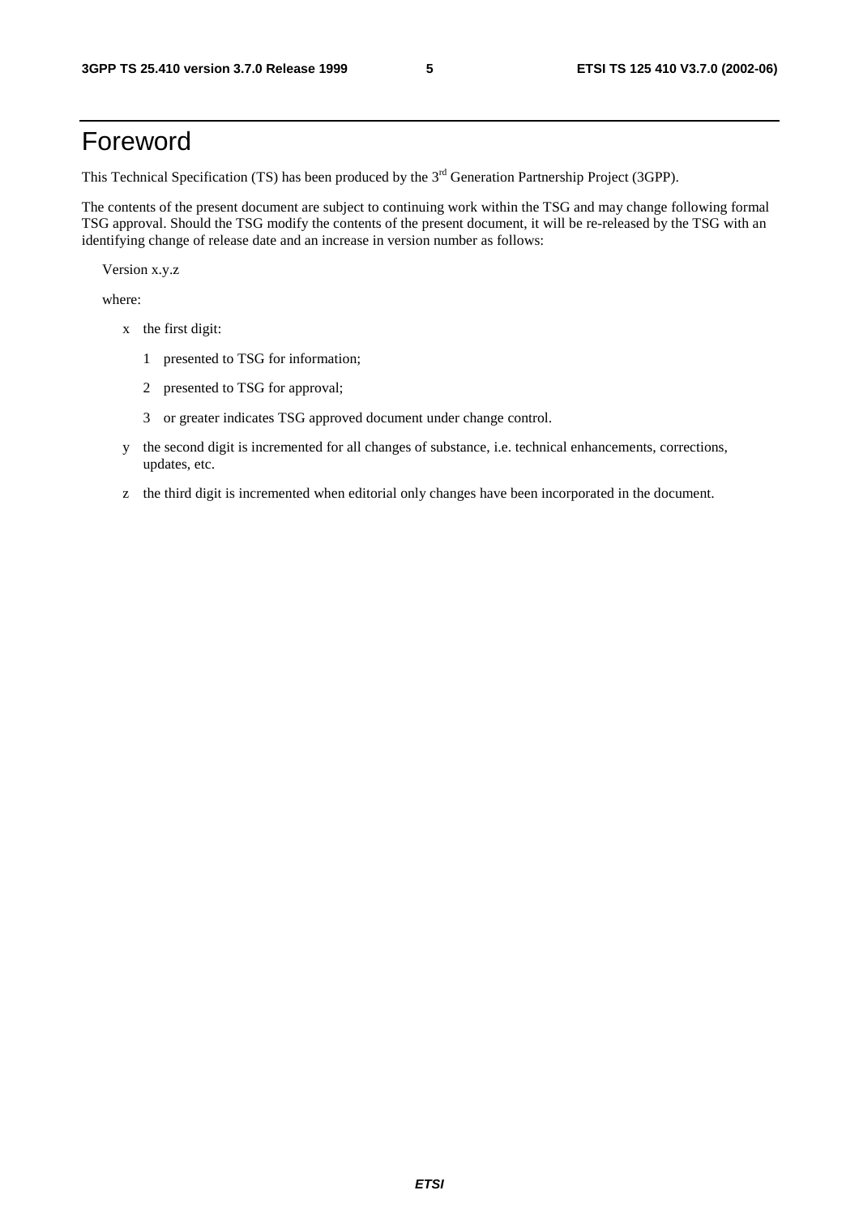# Foreword

This Technical Specification (TS) has been produced by the 3rd Generation Partnership Project (3GPP).

The contents of the present document are subject to continuing work within the TSG and may change following formal TSG approval. Should the TSG modify the contents of the present document, it will be re-released by the TSG with an identifying change of release date and an increase in version number as follows:

Version x.y.z

where:

- x the first digit:
  - 1 presented to TSG for information;
  - 2 presented to TSG for approval;
  - 3 or greater indicates TSG approved document under change control.
- y the second digit is incremented for all changes of substance, i.e. technical enhancements, corrections, updates, etc.
- z the third digit is incremented when editorial only changes have been incorporated in the document.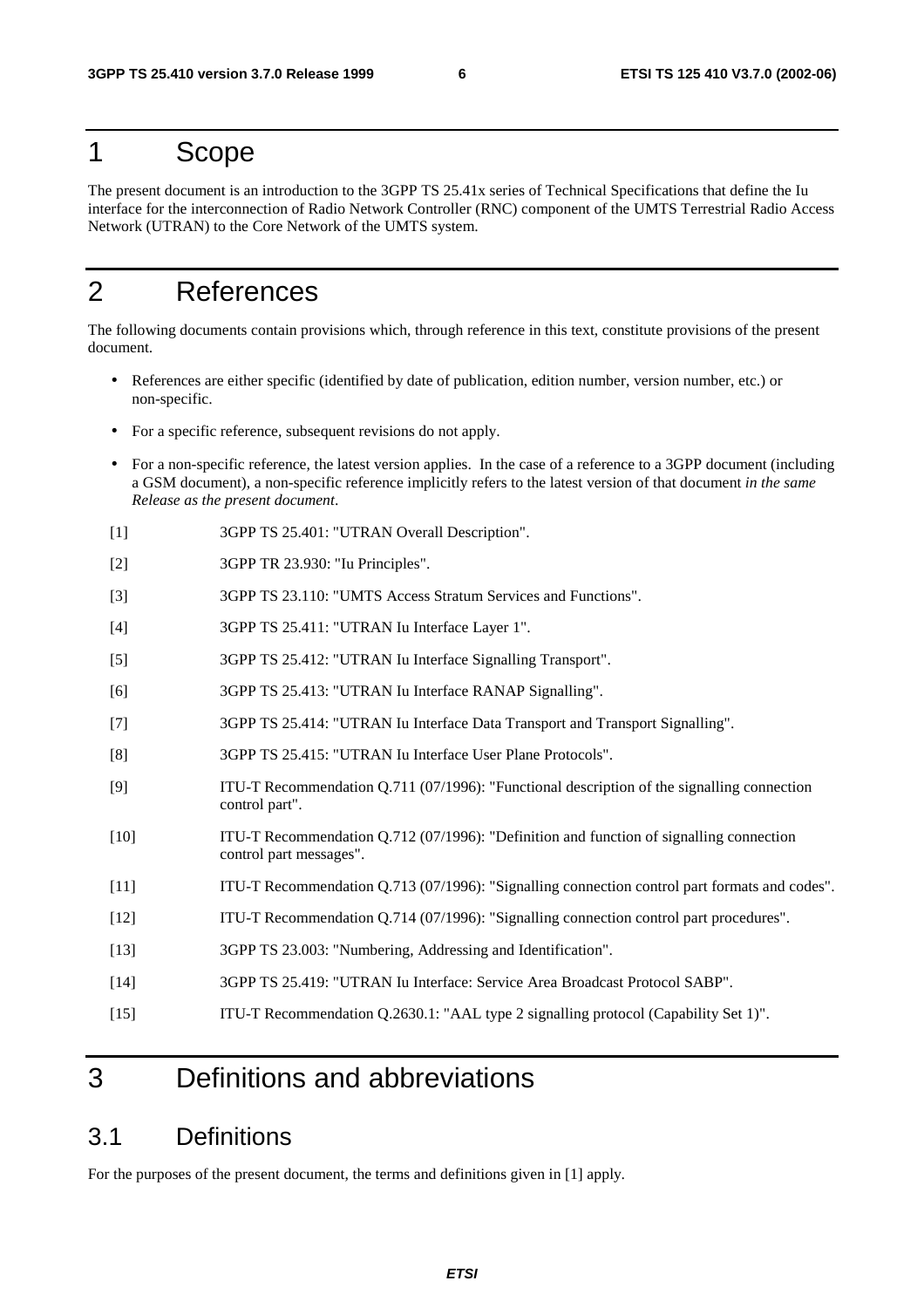# 1 Scope

The present document is an introduction to the 3GPP TS 25.41x series of Technical Specifications that define the Iu interface for the interconnection of Radio Network Controller (RNC) component of the UMTS Terrestrial Radio Access Network (UTRAN) to the Core Network of the UMTS system.

# 2 References

The following documents contain provisions which, through reference in this text, constitute provisions of the present document.

- References are either specific (identified by date of publication, edition number, version number, etc.) or non-specific.
- For a specific reference, subsequent revisions do not apply.
- For a non-specific reference, the latest version applies. In the case of a reference to a 3GPP document (including a GSM document), a non-specific reference implicitly refers to the latest version of that document *in the same Release as the present document*.

[1] 3GPP TS 25.401: "UTRAN Overall Description".

[2] 3GPP TR 23.930: "Iu Principles".

[3] 3GPP TS 23.110: "UMTS Access Stratum Services and Functions".

[4] 3GPP TS 25.411: "UTRAN Iu Interface Layer 1".

[5] 3GPP TS 25.412: "UTRAN Iu Interface Signalling Transport".

[6] 3GPP TS 25.413: "UTRAN Iu Interface RANAP Signalling".

[7] 3GPP TS 25.414: "UTRAN Iu Interface Data Transport and Transport Signalling".

[8] 3GPP TS 25.415: "UTRAN Iu Interface User Plane Protocols".

[9] ITU-T Recommendation Q.711 (07/1996): "Functional description of the signalling connection control part".

[10] ITU-T Recommendation Q.712 (07/1996): "Definition and function of signalling connection control part messages".

[11] ITU-T Recommendation Q.713 (07/1996): "Signalling connection control part formats and codes".

[12] ITU-T Recommendation Q.714 (07/1996): "Signalling connection control part procedures".

[13] 3GPP TS 23.003: "Numbering, Addressing and Identification".

[14] 3GPP TS 25.419: "UTRAN Iu Interface: Service Area Broadcast Protocol SABP".

[15] ITU-T Recommendation Q.2630.1: "AAL type 2 signalling protocol (Capability Set 1)".

# 3 Definitions and abbreviations

## 3.1 Definitions

For the purposes of the present document, the terms and definitions given in [1] apply.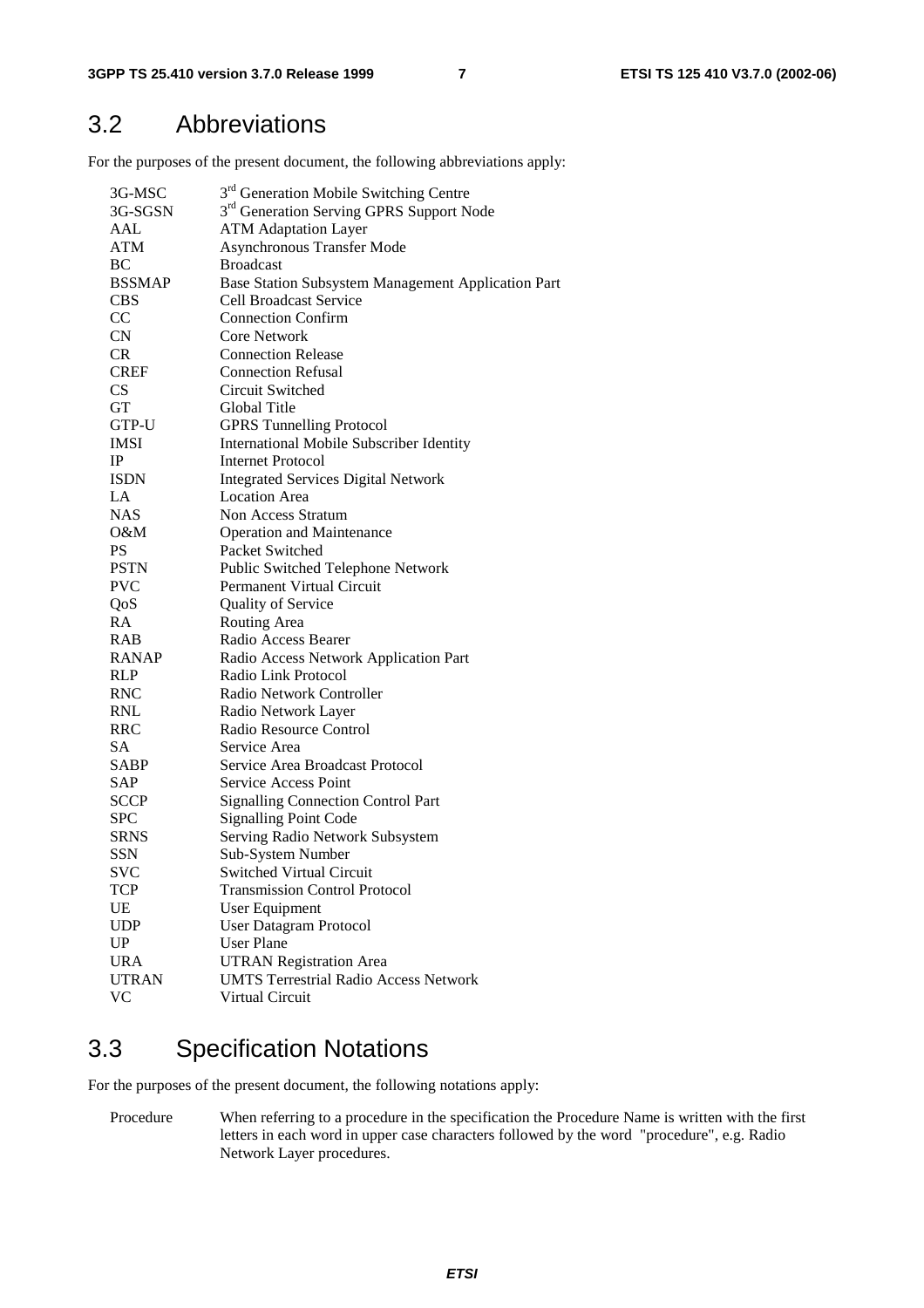## 3.2 Abbreviations

For the purposes of the present document, the following abbreviations apply:

| | |
|---|---|
| 3G-MSC | 3rd Generation Mobile Switching Centre |
| 3G-SGSN | 3rd Generation Serving GPRS Support Node |
| AAL | ATM Adaptation Layer |
| ATM | Asynchronous Transfer Mode |
| BC | Broadcast |
| BSSMAP | Base Station Subsystem Management Application Part |
| CBS | Cell Broadcast Service |
| CC | Connection Confirm |
| CN | Core Network |
| CR | Connection Release |
| CREF | Connection Refusal |
| CS | Circuit Switched |
| GT | Global Title |
| GTP-U | GPRS Tunnelling Protocol |
| IMSI | International Mobile Subscriber Identity |
| IP | Internet Protocol |
| ISDN | Integrated Services Digital Network |
| LA | Location Area |
| NAS | Non Access Stratum |
| O&M | Operation and Maintenance |
| PS | Packet Switched |
| PSTN | Public Switched Telephone Network |
| PVC | Permanent Virtual Circuit |
| QoS | Quality of Service |
| RA | Routing Area |
| RAB | Radio Access Bearer |
| RANAP | Radio Access Network Application Part |
| RLP | Radio Link Protocol |
| RNC | Radio Network Controller |
| RNL | Radio Network Layer |
| RRC | Radio Resource Control |
| SA | Service Area |
| SABP | Service Area Broadcast Protocol |
| SAP | Service Access Point |
| SCCP | Signalling Connection Control Part |
| SPC | Signalling Point Code |
| SRNS | Serving Radio Network Subsystem |
| SSN | Sub-System Number |
| SVC | Switched Virtual Circuit |
| TCP | Transmission Control Protocol |
| UE | User Equipment |
| UDP | User Datagram Protocol |
| UP | User Plane |
| URA | UTRAN Registration Area |
| UTRAN | UMTS Terrestrial Radio Access Network |
| VC | Virtual Circuit |

## 3.3 Specification Notations

For the purposes of the present document, the following notations apply:

Procedure When referring to a procedure in the specification the Procedure Name is written with the first letters in each word in upper case characters followed by the word "procedure", e.g. Radio Network Layer procedures.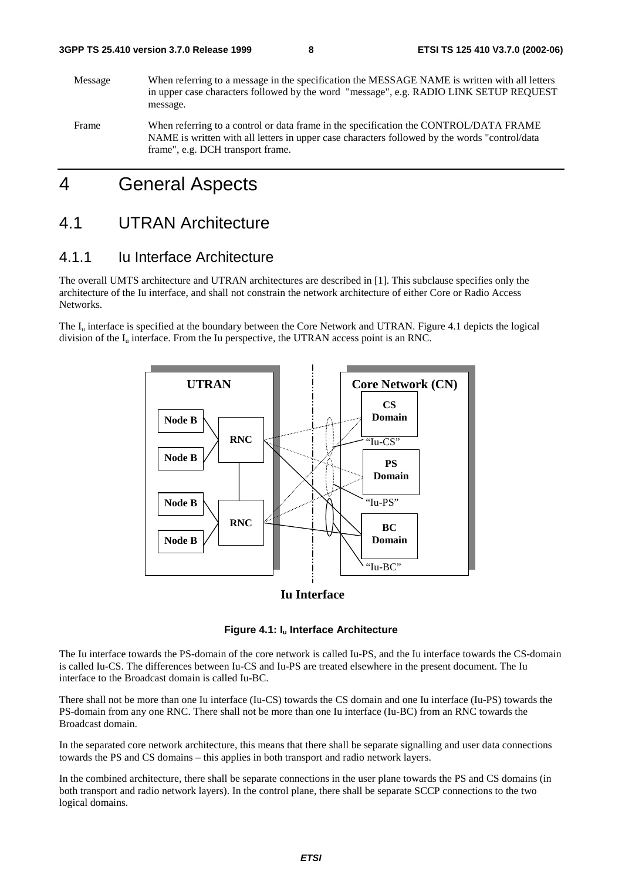Message When referring to a message in the specification the MESSAGE NAME is written with all letters in upper case characters followed by the word "message", e.g. RADIO LINK SETUP REQUEST message.

Frame When referring to a control or data frame in the specification the CONTROL/DATA FRAME NAME is written with all letters in upper case characters followed by the words "control/data frame", e.g. DCH transport frame.

# 4 General Aspects

## 4.1 UTRAN Architecture

### 4.1.1 Iu Interface Architecture

The overall UMTS architecture and UTRAN architectures are described in [1]. This subclause specifies only the architecture of the Iu interface, and shall not constrain the network architecture of either Core or Radio Access Networks.

The $I_u$ interface is specified at the boundary between the Core Network and UTRAN. Figure 4.1 depicts the logical division of the $I_u$ interface. From the Iu perspective, the UTRAN access point is an RNC.

**Figure 4.1: $I_u$ Interface Architecture**

The Iu interface towards the PS-domain of the core network is called Iu-PS, and the Iu interface towards the CS-domain is called Iu-CS. The differences between Iu-CS and Iu-PS are treated elsewhere in the present document. The Iu interface to the Broadcast domain is called Iu-BC.

There shall not be more than one Iu interface (Iu-CS) towards the CS domain and one Iu interface (Iu-PS) towards the PS-domain from any one RNC. There shall not be more than one Iu interface (Iu-BC) from an RNC towards the Broadcast domain.

In the separated core network architecture, this means that there shall be separate signalling and user data connections towards the PS and CS domains – this applies in both transport and radio network layers.

In the combined architecture, there shall be separate connections in the user plane towards the PS and CS domains (in both transport and radio network layers). In the control plane, there shall be separate SCCP connections to the two logical domains.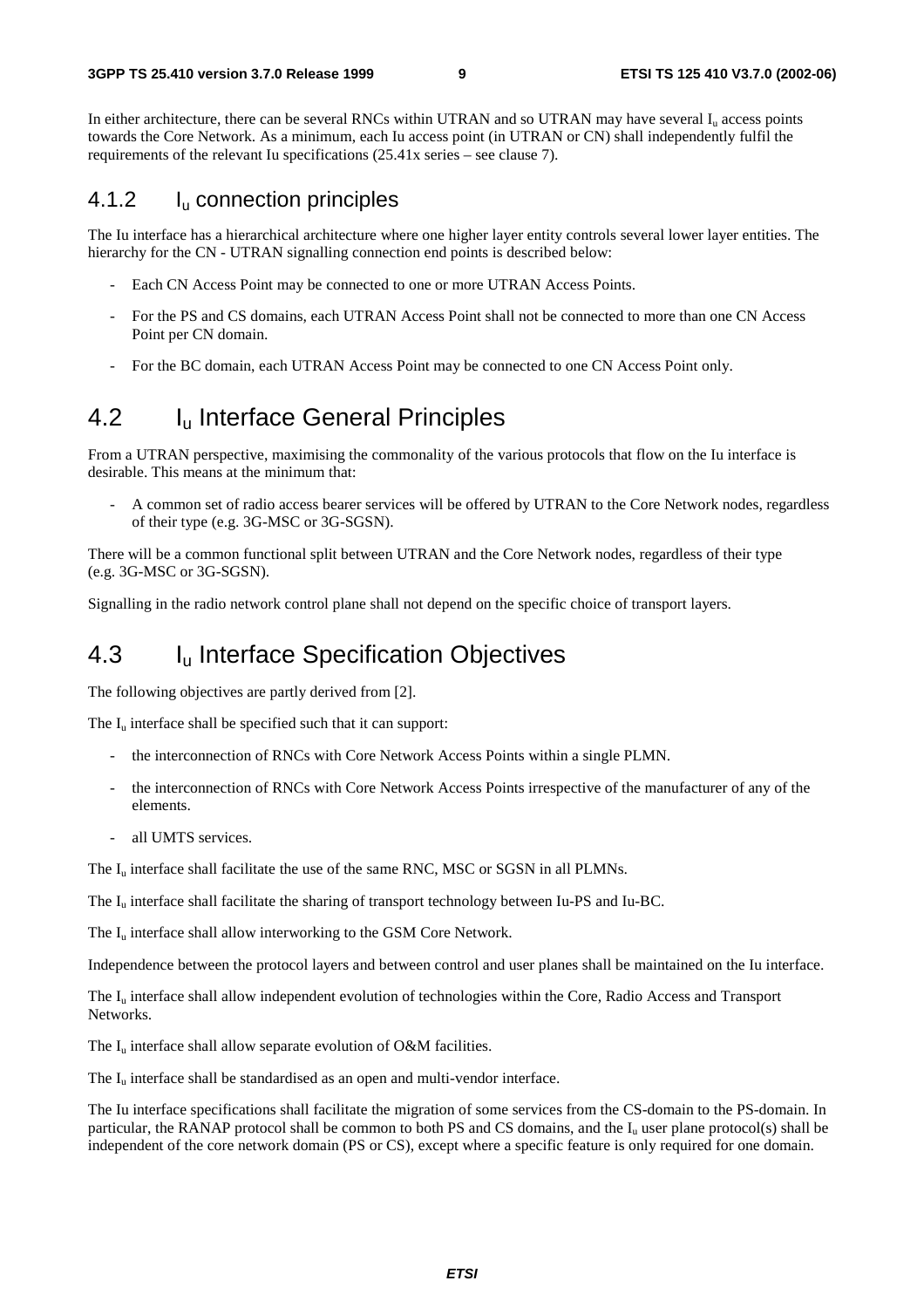In either architecture, there can be several RNCs within UTRAN and so UTRAN may have several $I_u$ access points towards the Core Network. As a minimum, each Iu access point (in UTRAN or CN) shall independently fulfil the requirements of the relevant Iu specifications (25.41x series – see clause 7).

### 4.1.2 $I_u$ connection principles

The Iu interface has a hierarchical architecture where one higher layer entity controls several lower layer entities. The hierarchy for the CN - UTRAN signalling connection end points is described below:

- Each CN Access Point may be connected to one or more UTRAN Access Points.
- For the PS and CS domains, each UTRAN Access Point shall not be connected to more than one CN Access Point per CN domain.
- For the BC domain, each UTRAN Access Point may be connected to one CN Access Point only.

## 4.2 $I_u$ Interface General Principles

From a UTRAN perspective, maximising the commonality of the various protocols that flow on the Iu interface is desirable. This means at the minimum that:

- A common set of radio access bearer services will be offered by UTRAN to the Core Network nodes, regardless of their type (e.g. 3G-MSC or 3G-SGSN).

There will be a common functional split between UTRAN and the Core Network nodes, regardless of their type (e.g. 3G-MSC or 3G-SGSN).

Signalling in the radio network control plane shall not depend on the specific choice of transport layers.

## 4.3 $I_u$ Interface Specification Objectives

The following objectives are partly derived from [2].

The $I_u$ interface shall be specified such that it can support:

- the interconnection of RNCs with Core Network Access Points within a single PLMN.
- the interconnection of RNCs with Core Network Access Points irrespective of the manufacturer of any of the elements.
- all UMTS services.

The $I_u$ interface shall facilitate the use of the same RNC, MSC or SGSN in all PLMNs.

The $I_u$ interface shall facilitate the sharing of transport technology between Iu-PS and Iu-BC.

The $I_u$ interface shall allow interworking to the GSM Core Network.

Independence between the protocol layers and between control and user planes shall be maintained on the Iu interface.

The $I_u$ interface shall allow independent evolution of technologies within the Core, Radio Access and Transport Networks.

The $I_u$ interface shall allow separate evolution of O&M facilities.

The $I_u$ interface shall be standardised as an open and multi-vendor interface.

The Iu interface specifications shall facilitate the migration of some services from the CS-domain to the PS-domain. In particular, the RANAP protocol shall be common to both PS and CS domains, and the $I_u$ user plane protocol(s) shall be independent of the core network domain (PS or CS), except where a specific feature is only required for one domain.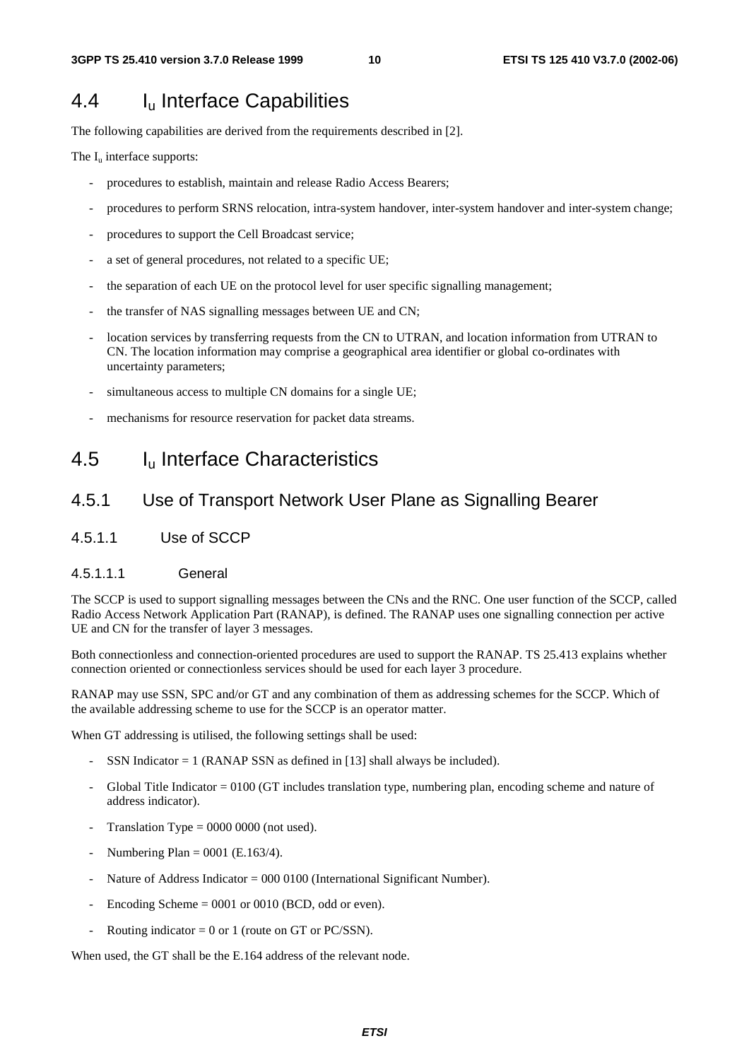## 4.4 $I_u$ Interface Capabilities

The following capabilities are derived from the requirements described in [2].

The $I_u$ interface supports:

- procedures to establish, maintain and release Radio Access Bearers;
- procedures to perform SRNS relocation, intra-system handover, inter-system handover and inter-system change;
- procedures to support the Cell Broadcast service;
- a set of general procedures, not related to a specific UE;
- the separation of each UE on the protocol level for user specific signalling management;
- the transfer of NAS signalling messages between UE and CN;
- location services by transferring requests from the CN to UTRAN, and location information from UTRAN to CN. The location information may comprise a geographical area identifier or global co-ordinates with uncertainty parameters;
- simultaneous access to multiple CN domains for a single UE;
- mechanisms for resource reservation for packet data streams.

## 4.5 $I_u$ Interface Characteristics

### 4.5.1 Use of Transport Network User Plane as Signalling Bearer

#### 4.5.1.1 Use of SCCP

##### 4.5.1.1.1 General

The SCCP is used to support signalling messages between the CNs and the RNC. One user function of the SCCP, called Radio Access Network Application Part (RANAP), is defined. The RANAP uses one signalling connection per active UE and CN for the transfer of layer 3 messages.

Both connectionless and connection-oriented procedures are used to support the RANAP. TS 25.413 explains whether connection oriented or connectionless services should be used for each layer 3 procedure.

RANAP may use SSN, SPC and/or GT and any combination of them as addressing schemes for the SCCP. Which of the available addressing scheme to use for the SCCP is an operator matter.

When GT addressing is utilised, the following settings shall be used:

- SSN Indicator = 1 (RANAP SSN as defined in [13] shall always be included).
- Global Title Indicator = 0100 (GT includes translation type, numbering plan, encoding scheme and nature of address indicator).
- Translation Type = 0000 0000 (not used).
- Numbering Plan = 0001 (E.163/4).
- Nature of Address Indicator = 000 0100 (International Significant Number).
- Encoding Scheme = 0001 or 0010 (BCD, odd or even).
- Routing indicator = 0 or 1 (route on GT or PC/SSN).

When used, the GT shall be the E.164 address of the relevant node.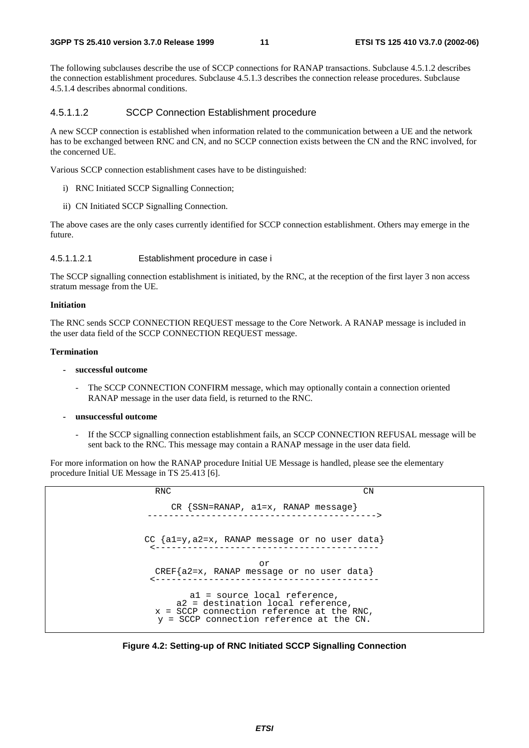The following subclauses describe the use of SCCP connections for RANAP transactions. Subclause 4.5.1.2 describes the connection establishment procedures. Subclause 4.5.1.3 describes the connection release procedures. Subclause 4.5.1.4 describes abnormal conditions.

#### 4.5.1.1.2 SCCP Connection Establishment procedure

A new SCCP connection is established when information related to the communication between a UE and the network has to be exchanged between RNC and CN, and no SCCP connection exists between the CN and the RNC involved, for the concerned UE.

Various SCCP connection establishment cases have to be distinguished:

i) RNC Initiated SCCP Signalling Connection;

ii) CN Initiated SCCP Signalling Connection.

The above cases are the only cases currently identified for SCCP connection establishment. Others may emerge in the future.

##### 4.5.1.1.2.1 Establishment procedure in case i

The SCCP signalling connection establishment is initiated, by the RNC, at the reception of the first layer 3 non access stratum message from the UE.

**Initiation**

The RNC sends SCCP CONNECTION REQUEST message to the Core Network. A RANAP message is included in the user data field of the SCCP CONNECTION REQUEST message.

**Termination**

- **successful outcome**
  - The SCCP CONNECTION CONFIRM message, which may optionally contain a connection oriented RANAP message in the user data field, is returned to the RNC.
- **unsuccessful outcome**
  - If the SCCP signalling connection establishment fails, an SCCP CONNECTION REFUSAL message will be sent back to the RNC. This message may contain a RANAP message in the user data field.

For more information on how the RANAP procedure Initial UE Message is handled, please see the elementary procedure Initial UE Message in TS 25.413 [6].

```
RNC                                           CN

     CR {SSN=RANAP, a1=x, RANAP message}
 ------------------------------------------->

CC {a1=y,a2=x, RANAP message or no user data}
 <------------------------------------------

                       or
 CREF{a2=x, RANAP message or no user data}
 <------------------------------------------

          a1 = source local reference,
       a2 = destination local reference,
   x = SCCP connection reference at the RNC,
    y = SCCP connection reference at the CN.
```

**Figure 4.2: Setting-up of RNC Initiated SCCP Signalling Connection**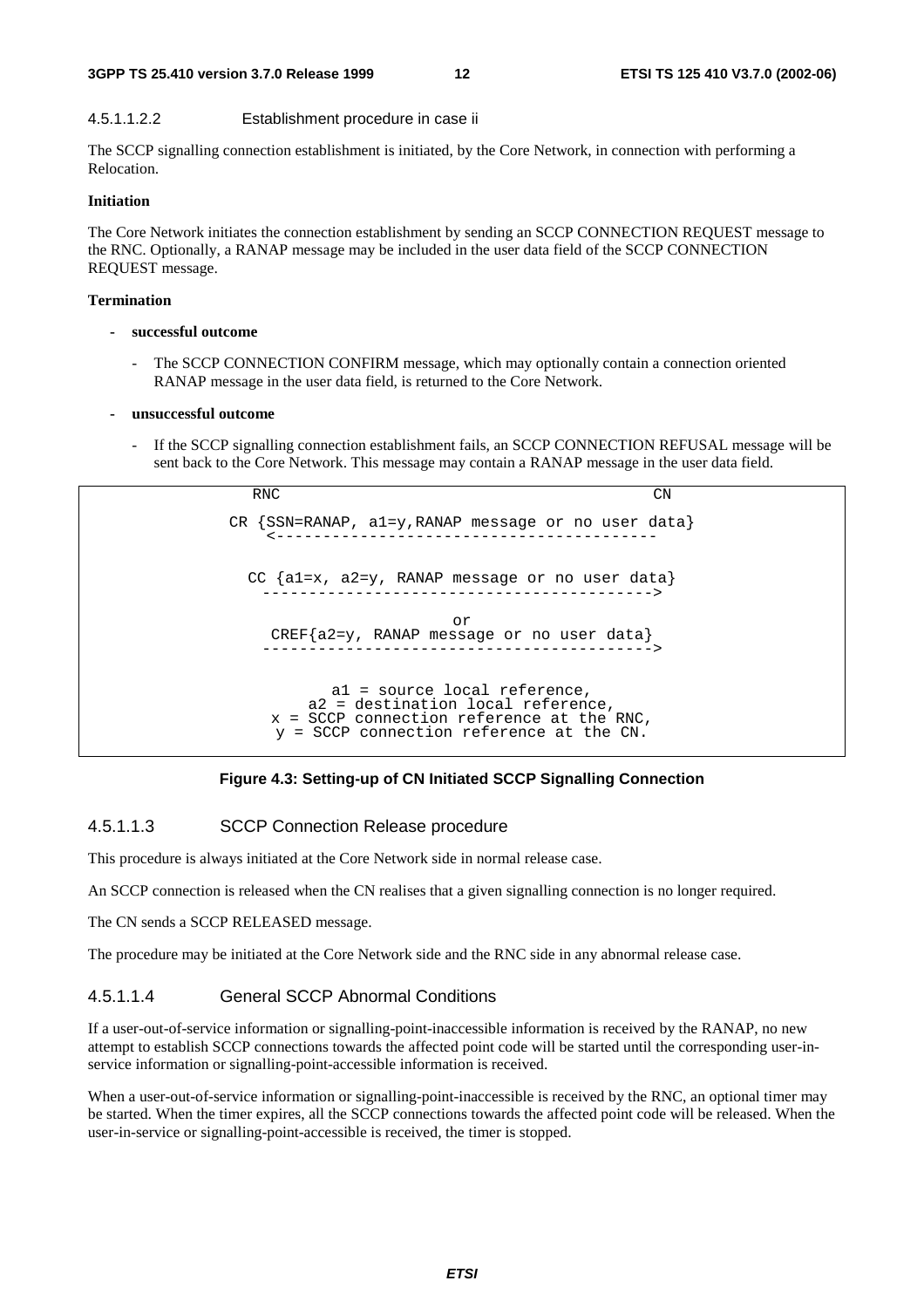#### 4.5.1.1.2.2 Establishment procedure in case ii

The SCCP signalling connection establishment is initiated, by the Core Network, in connection with performing a Relocation.

**Initiation**

The Core Network initiates the connection establishment by sending an SCCP CONNECTION REQUEST message to the RNC. Optionally, a RANAP message may be included in the user data field of the SCCP CONNECTION REQUEST message.

**Termination**

- **successful outcome**
    - The SCCP CONNECTION CONFIRM message, which may optionally contain a connection oriented RANAP message in the user data field, is returned to the Core Network.
- **unsuccessful outcome**
    - If the SCCP signalling connection establishment fails, an SCCP CONNECTION REFUSAL message will be sent back to the Core Network. This message may contain a RANAP message in the user data field.

```
          RNC                                              CN

      CR {SSN=RANAP, a1=y,RANAP message or no user data}
           <-----------------------------------------

        CC {a1=x, a2=y, RANAP message or no user data}
          ------------------------------------------>

                               or
         CREF{a2=y, RANAP message or no user data}
          ------------------------------------------>


                   a1 = source local reference,
              a2 = destination local reference,
           x = SCCP connection reference at the RNC,
            y = SCCP connection reference at the CN.
```

**Figure 4.3: Setting-up of CN Initiated SCCP Signalling Connection**

#### 4.5.1.1.3 SCCP Connection Release procedure

This procedure is always initiated at the Core Network side in normal release case.

An SCCP connection is released when the CN realises that a given signalling connection is no longer required.

The CN sends a SCCP RELEASED message.

The procedure may be initiated at the Core Network side and the RNC side in any abnormal release case.

#### 4.5.1.1.4 General SCCP Abnormal Conditions

If a user-out-of-service information or signalling-point-inaccessible information is received by the RANAP, no new attempt to establish SCCP connections towards the affected point code will be started until the corresponding user-in-service information or signalling-point-accessible information is received.

When a user-out-of-service information or signalling-point-inaccessible is received by the RNC, an optional timer may be started. When the timer expires, all the SCCP connections towards the affected point code will be released. When the user-in-service or signalling-point-accessible is received, the timer is stopped.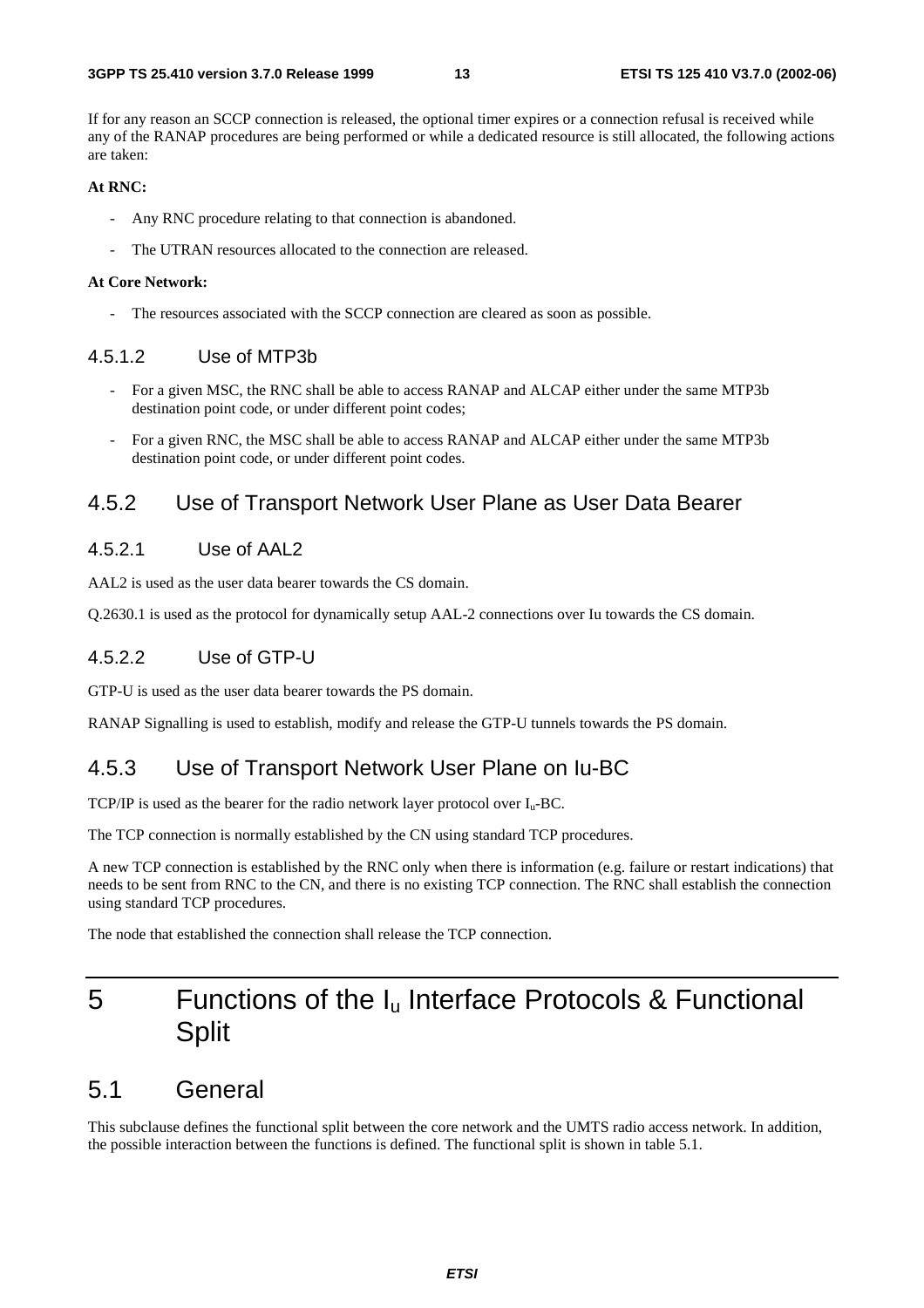If for any reason an SCCP connection is released, the optional timer expires or a connection refusal is received while any of the RANAP procedures are being performed or while a dedicated resource is still allocated, the following actions are taken:

**At RNC:**

- Any RNC procedure relating to that connection is abandoned.
- The UTRAN resources allocated to the connection are released.

**At Core Network:**

- The resources associated with the SCCP connection are cleared as soon as possible.

#### 4.5.1.2 Use of MTP3b

- For a given MSC, the RNC shall be able to access RANAP and ALCAP either under the same MTP3b destination point code, or under different point codes;
- For a given RNC, the MSC shall be able to access RANAP and ALCAP either under the same MTP3b destination point code, or under different point codes.

### 4.5.2 Use of Transport Network User Plane as User Data Bearer

#### 4.5.2.1 Use of AAL2

AAL2 is used as the user data bearer towards the CS domain.

Q.2630.1 is used as the protocol for dynamically setup AAL-2 connections over Iu towards the CS domain.

#### 4.5.2.2 Use of GTP-U

GTP-U is used as the user data bearer towards the PS domain.

RANAP Signalling is used to establish, modify and release the GTP-U tunnels towards the PS domain.

### 4.5.3 Use of Transport Network User Plane on Iu-BC

TCP/IP is used as the bearer for the radio network layer protocol over $I_u$-BC.

The TCP connection is normally established by the CN using standard TCP procedures.

A new TCP connection is established by the RNC only when there is information (e.g. failure or restart indications) that needs to be sent from RNC to the CN, and there is no existing TCP connection. The RNC shall establish the connection using standard TCP procedures.

The node that established the connection shall release the TCP connection.

# 5 Functions of the $I_u$ Interface Protocols & Functional Split

## 5.1 General

This subclause defines the functional split between the core network and the UMTS radio access network. In addition, the possible interaction between the functions is defined. The functional split is shown in table 5.1.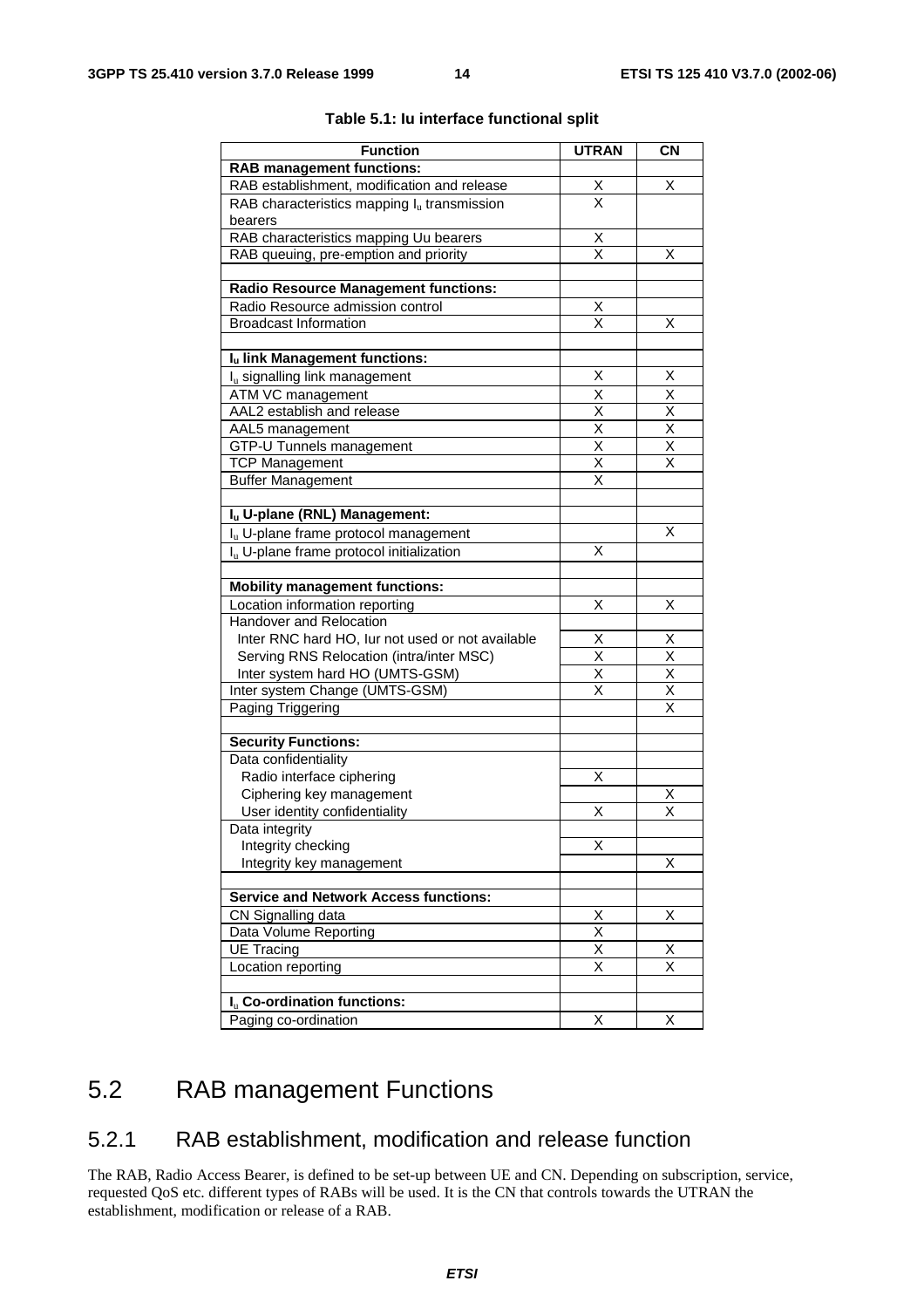**Table 5.1: Iu interface functional split**

| Function | UTRAN | CN |
|---|---|---|
| **RAB management functions:** | | |
| RAB establishment, modification and release | X | X |
| RAB characteristics mapping $I_u$ transmission bearers | X | |
| RAB characteristics mapping Uu bearers | X | |
| RAB queuing, pre-emption and priority | X | X |
| | | |
| **Radio Resource Management functions:** | | |
| Radio Resource admission control | X | |
| Broadcast Information | X | X |
| | | |
| **$I_u$ link Management functions:** | | |
| $I_u$ signalling link management | X | X |
| ATM VC management | X | X |
| AAL2 establish and release | X | X |
| AAL5 management | X | X |
| GTP-U Tunnels management | X | X |
| TCP Management | X | X |
| Buffer Management | X | |
| | | |
| **$I_u$ U-plane (RNL) Management:** | | |
| $I_u$ U-plane frame protocol management | | X |
| $I_u$ U-plane frame protocol initialization | X | |
| | | |
| **Mobility management functions:** | | |
| Location information reporting | X | X |
| Handover and Relocation | | |
| Inter RNC hard HO, Iur not used or not available | X | X |
| Serving RNS Relocation (intra/inter MSC) | X | X |
| Inter system hard HO (UMTS-GSM) | X | X |
| Inter system Change (UMTS-GSM) | X | X |
| Paging Triggering | | X |
| | | |
| **Security Functions:** | | |
| Data confidentiality | | |
| Radio interface ciphering | X | |
| Ciphering key management | | X |
| User identity confidentiality | X | X |
| Data integrity | | |
| Integrity checking | X | |
| Integrity key management | | X |
| | | |
| **Service and Network Access functions:** | | |
| CN Signalling data | X | X |
| Data Volume Reporting | X | |
| UE Tracing | X | X |
| Location reporting | X | X |
| | | |
| **$I_u$ Co-ordination functions:** | | |
| Paging co-ordination | X | X |

## 5.2 RAB management Functions

### 5.2.1 RAB establishment, modification and release function

The RAB, Radio Access Bearer, is defined to be set-up between UE and CN. Depending on subscription, service, requested QoS etc. different types of RABs will be used. It is the CN that controls towards the UTRAN the establishment, modification or release of a RAB.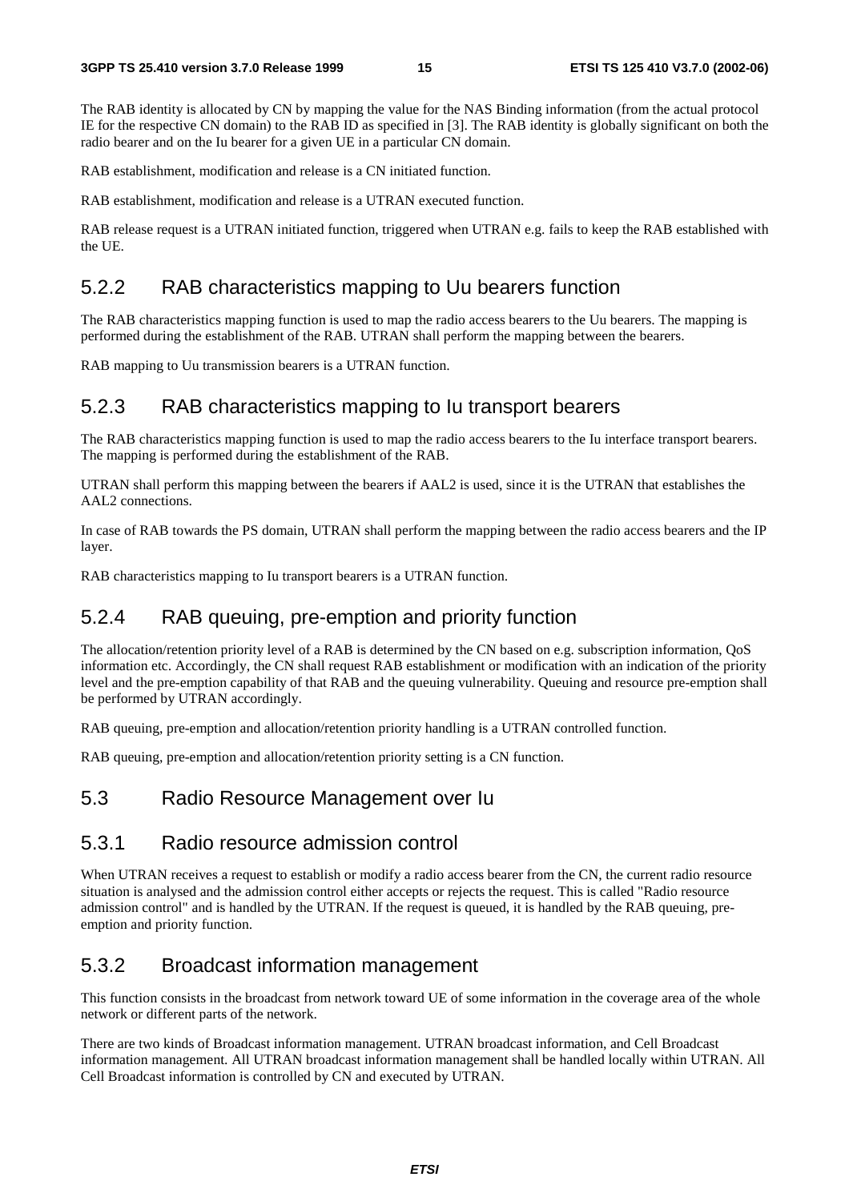The RAB identity is allocated by CN by mapping the value for the NAS Binding information (from the actual protocol IE for the respective CN domain) to the RAB ID as specified in [3]. The RAB identity is globally significant on both the radio bearer and on the Iu bearer for a given UE in a particular CN domain.

RAB establishment, modification and release is a CN initiated function.

RAB establishment, modification and release is a UTRAN executed function.

RAB release request is a UTRAN initiated function, triggered when UTRAN e.g. fails to keep the RAB established with the UE.

### 5.2.2 RAB characteristics mapping to Uu bearers function

The RAB characteristics mapping function is used to map the radio access bearers to the Uu bearers. The mapping is performed during the establishment of the RAB. UTRAN shall perform the mapping between the bearers.

RAB mapping to Uu transmission bearers is a UTRAN function.

### 5.2.3 RAB characteristics mapping to Iu transport bearers

The RAB characteristics mapping function is used to map the radio access bearers to the Iu interface transport bearers. The mapping is performed during the establishment of the RAB.

UTRAN shall perform this mapping between the bearers if AAL2 is used, since it is the UTRAN that establishes the AAL2 connections.

In case of RAB towards the PS domain, UTRAN shall perform the mapping between the radio access bearers and the IP layer.

RAB characteristics mapping to Iu transport bearers is a UTRAN function.

### 5.2.4 RAB queuing, pre-emption and priority function

The allocation/retention priority level of a RAB is determined by the CN based on e.g. subscription information, QoS information etc. Accordingly, the CN shall request RAB establishment or modification with an indication of the priority level and the pre-emption capability of that RAB and the queuing vulnerability. Queuing and resource pre-emption shall be performed by UTRAN accordingly.

RAB queuing, pre-emption and allocation/retention priority handling is a UTRAN controlled function.

RAB queuing, pre-emption and allocation/retention priority setting is a CN function.

## 5.3 Radio Resource Management over Iu

### 5.3.1 Radio resource admission control

When UTRAN receives a request to establish or modify a radio access bearer from the CN, the current radio resource situation is analysed and the admission control either accepts or rejects the request. This is called "Radio resource admission control" and is handled by the UTRAN. If the request is queued, it is handled by the RAB queuing, pre-emption and priority function.

### 5.3.2 Broadcast information management

This function consists in the broadcast from network toward UE of some information in the coverage area of the whole network or different parts of the network.

There are two kinds of Broadcast information management. UTRAN broadcast information, and Cell Broadcast information management. All UTRAN broadcast information management shall be handled locally within UTRAN. All Cell Broadcast information is controlled by CN and executed by UTRAN.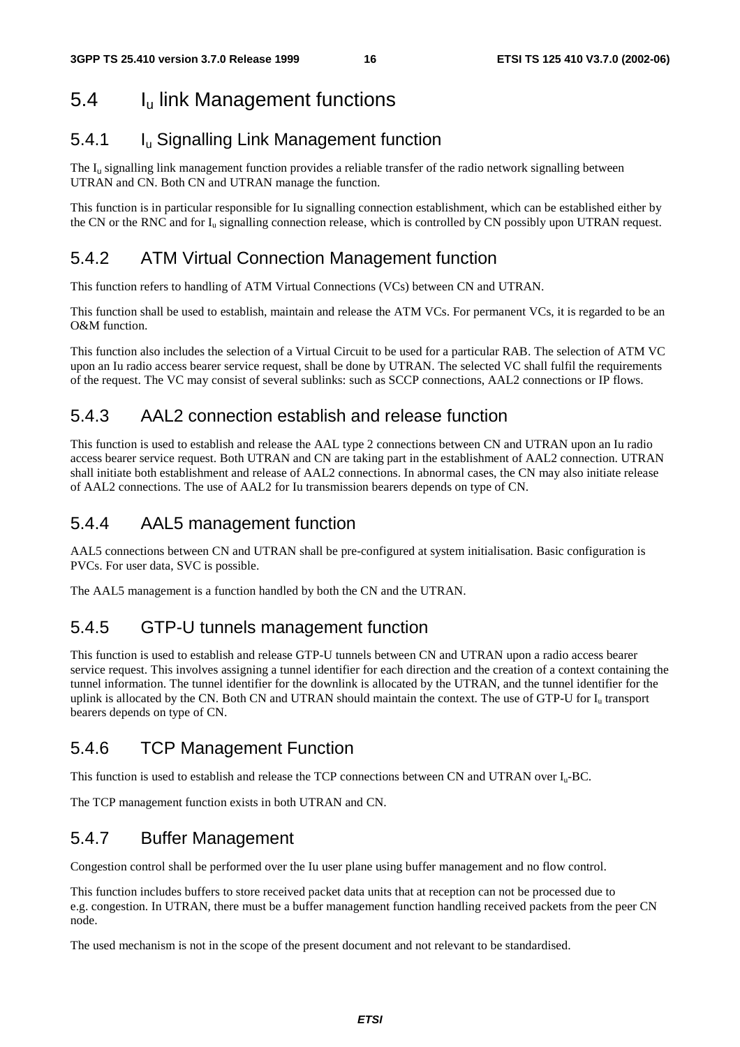## 5.4 $I_u$ link Management functions

### 5.4.1 $I_u$ Signalling Link Management function

The $I_u$ signalling link management function provides a reliable transfer of the radio network signalling between UTRAN and CN. Both CN and UTRAN manage the function.

This function is in particular responsible for Iu signalling connection establishment, which can be established either by the CN or the RNC and for $I_u$ signalling connection release, which is controlled by CN possibly upon UTRAN request.

### 5.4.2 ATM Virtual Connection Management function

This function refers to handling of ATM Virtual Connections (VCs) between CN and UTRAN.

This function shall be used to establish, maintain and release the ATM VCs. For permanent VCs, it is regarded to be an O&M function.

This function also includes the selection of a Virtual Circuit to be used for a particular RAB. The selection of ATM VC upon an Iu radio access bearer service request, shall be done by UTRAN. The selected VC shall fulfil the requirements of the request. The VC may consist of several sublinks: such as SCCP connections, AAL2 connections or IP flows.

### 5.4.3 AAL2 connection establish and release function

This function is used to establish and release the AAL type 2 connections between CN and UTRAN upon an Iu radio access bearer service request. Both UTRAN and CN are taking part in the establishment of AAL2 connection. UTRAN shall initiate both establishment and release of AAL2 connections. In abnormal cases, the CN may also initiate release of AAL2 connections. The use of AAL2 for Iu transmission bearers depends on type of CN.

### 5.4.4 AAL5 management function

AAL5 connections between CN and UTRAN shall be pre-configured at system initialisation. Basic configuration is PVCs. For user data, SVC is possible.

The AAL5 management is a function handled by both the CN and the UTRAN.

### 5.4.5 GTP-U tunnels management function

This function is used to establish and release GTP-U tunnels between CN and UTRAN upon a radio access bearer service request. This involves assigning a tunnel identifier for each direction and the creation of a context containing the tunnel information. The tunnel identifier for the downlink is allocated by the UTRAN, and the tunnel identifier for the uplink is allocated by the CN. Both CN and UTRAN should maintain the context. The use of GTP-U for $I_u$ transport bearers depends on type of CN.

### 5.4.6 TCP Management Function

This function is used to establish and release the TCP connections between CN and UTRAN over $I_u$-BC.

The TCP management function exists in both UTRAN and CN.

### 5.4.7 Buffer Management

Congestion control shall be performed over the Iu user plane using buffer management and no flow control.

This function includes buffers to store received packet data units that at reception can not be processed due to e.g. congestion. In UTRAN, there must be a buffer management function handling received packets from the peer CN node.

The used mechanism is not in the scope of the present document and not relevant to be standardised.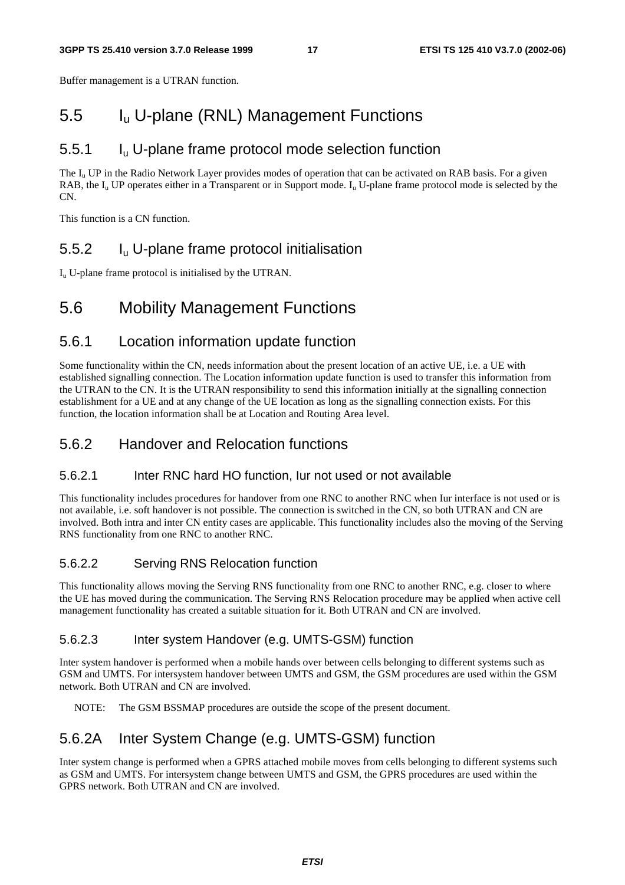Buffer management is a UTRAN function.

## 5.5 $I_u$ U-plane (RNL) Management Functions

### 5.5.1 $I_u$ U-plane frame protocol mode selection function

The $I_u$ UP in the Radio Network Layer provides modes of operation that can be activated on RAB basis. For a given RAB, the $I_u$ UP operates either in a Transparent or in Support mode. $I_u$ U-plane frame protocol mode is selected by the CN.

This function is a CN function.

### 5.5.2 $I_u$ U-plane frame protocol initialisation

$I_u$ U-plane frame protocol is initialised by the UTRAN.

## 5.6 Mobility Management Functions

### 5.6.1 Location information update function

Some functionality within the CN, needs information about the present location of an active UE, i.e. a UE with established signalling connection. The Location information update function is used to transfer this information from the UTRAN to the CN. It is the UTRAN responsibility to send this information initially at the signalling connection establishment for a UE and at any change of the UE location as long as the signalling connection exists. For this function, the location information shall be at Location and Routing Area level.

### 5.6.2 Handover and Relocation functions

#### 5.6.2.1 Inter RNC hard HO function, Iur not used or not available

This functionality includes procedures for handover from one RNC to another RNC when Iur interface is not used or is not available, i.e. soft handover is not possible. The connection is switched in the CN, so both UTRAN and CN are involved. Both intra and inter CN entity cases are applicable. This functionality includes also the moving of the Serving RNS functionality from one RNC to another RNC.

#### 5.6.2.2 Serving RNS Relocation function

This functionality allows moving the Serving RNS functionality from one RNC to another RNC, e.g. closer to where the UE has moved during the communication. The Serving RNS Relocation procedure may be applied when active cell management functionality has created a suitable situation for it. Both UTRAN and CN are involved.

#### 5.6.2.3 Inter system Handover (e.g. UMTS-GSM) function

Inter system handover is performed when a mobile hands over between cells belonging to different systems such as GSM and UMTS. For intersystem handover between UMTS and GSM, the GSM procedures are used within the GSM network. Both UTRAN and CN are involved.

NOTE: The GSM BSSMAP procedures are outside the scope of the present document.

### 5.6.2A Inter System Change (e.g. UMTS-GSM) function

Inter system change is performed when a GPRS attached mobile moves from cells belonging to different systems such as GSM and UMTS. For intersystem change between UMTS and GSM, the GPRS procedures are used within the GPRS network. Both UTRAN and CN are involved.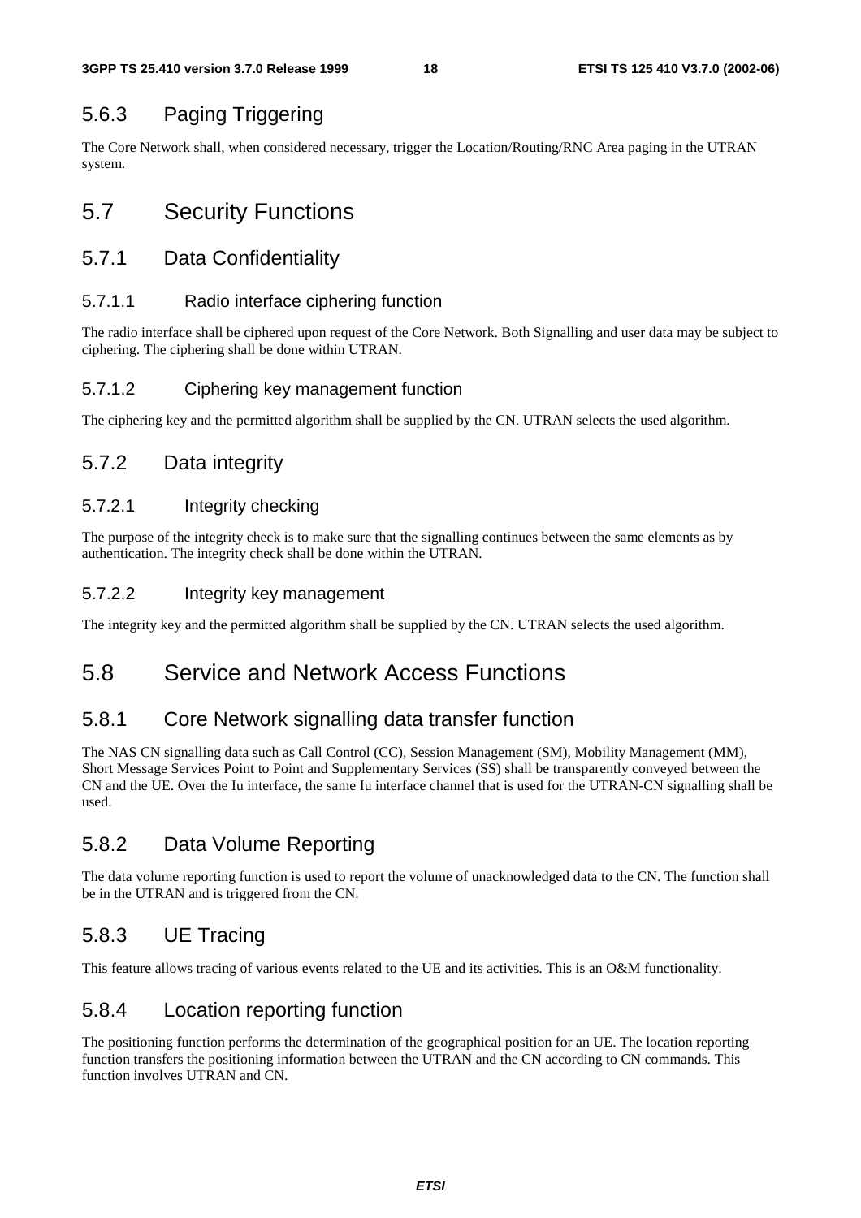### 5.6.3 Paging Triggering

The Core Network shall, when considered necessary, trigger the Location/Routing/RNC Area paging in the UTRAN system.

## 5.7 Security Functions

### 5.7.1 Data Confidentiality

#### 5.7.1.1 Radio interface ciphering function

The radio interface shall be ciphered upon request of the Core Network. Both Signalling and user data may be subject to ciphering. The ciphering shall be done within UTRAN.

#### 5.7.1.2 Ciphering key management function

The ciphering key and the permitted algorithm shall be supplied by the CN. UTRAN selects the used algorithm.

### 5.7.2 Data integrity

#### 5.7.2.1 Integrity checking

The purpose of the integrity check is to make sure that the signalling continues between the same elements as by authentication. The integrity check shall be done within the UTRAN.

#### 5.7.2.2 Integrity key management

The integrity key and the permitted algorithm shall be supplied by the CN. UTRAN selects the used algorithm.

## 5.8 Service and Network Access Functions

### 5.8.1 Core Network signalling data transfer function

The NAS CN signalling data such as Call Control (CC), Session Management (SM), Mobility Management (MM), Short Message Services Point to Point and Supplementary Services (SS) shall be transparently conveyed between the CN and the UE. Over the Iu interface, the same Iu interface channel that is used for the UTRAN-CN signalling shall be used.

### 5.8.2 Data Volume Reporting

The data volume reporting function is used to report the volume of unacknowledged data to the CN. The function shall be in the UTRAN and is triggered from the CN.

### 5.8.3 UE Tracing

This feature allows tracing of various events related to the UE and its activities. This is an O&M functionality.

### 5.8.4 Location reporting function

The positioning function performs the determination of the geographical position for an UE. The location reporting function transfers the positioning information between the UTRAN and the CN according to CN commands. This function involves UTRAN and CN.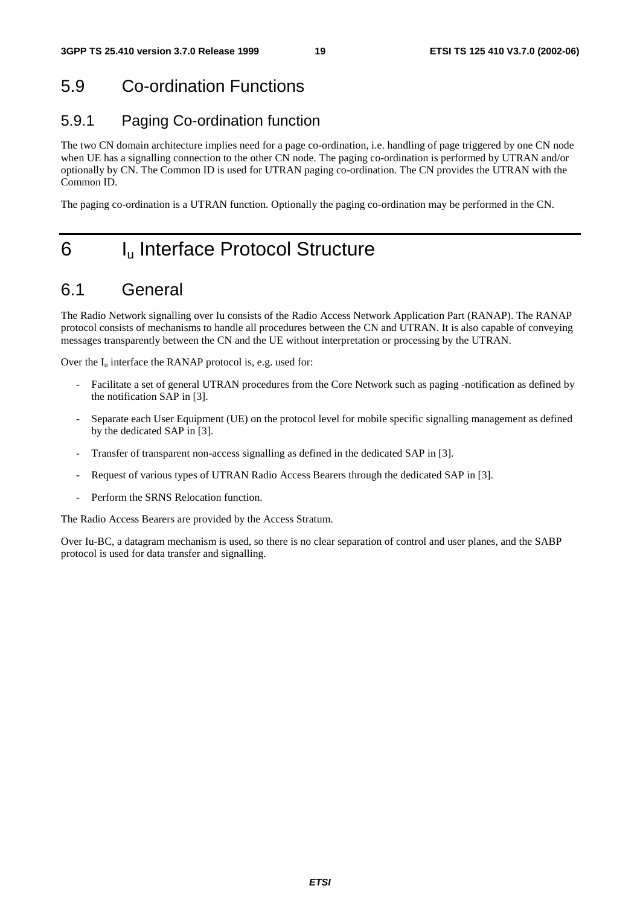## 5.9 Co-ordination Functions

### 5.9.1 Paging Co-ordination function

The two CN domain architecture implies need for a page co-ordination, i.e. handling of page triggered by one CN node when UE has a signalling connection to the other CN node. The paging co-ordination is performed by UTRAN and/or optionally by CN. The Common ID is used for UTRAN paging co-ordination. The CN provides the UTRAN with the Common ID.

The paging co-ordination is a UTRAN function. Optionally the paging co-ordination may be performed in the CN.

# 6 $I_u$ Interface Protocol Structure

## 6.1 General

The Radio Network signalling over Iu consists of the Radio Access Network Application Part (RANAP). The RANAP protocol consists of mechanisms to handle all procedures between the CN and UTRAN. It is also capable of conveying messages transparently between the CN and the UE without interpretation or processing by the UTRAN.

Over the $I_u$ interface the RANAP protocol is, e.g. used for:

- Facilitate a set of general UTRAN procedures from the Core Network such as paging -notification as defined by the notification SAP in [3].
- Separate each User Equipment (UE) on the protocol level for mobile specific signalling management as defined by the dedicated SAP in [3].
- Transfer of transparent non-access signalling as defined in the dedicated SAP in [3].
- Request of various types of UTRAN Radio Access Bearers through the dedicated SAP in [3].
- Perform the SRNS Relocation function.

The Radio Access Bearers are provided by the Access Stratum.

Over Iu-BC, a datagram mechanism is used, so there is no clear separation of control and user planes, and the SABP protocol is used for data transfer and signalling.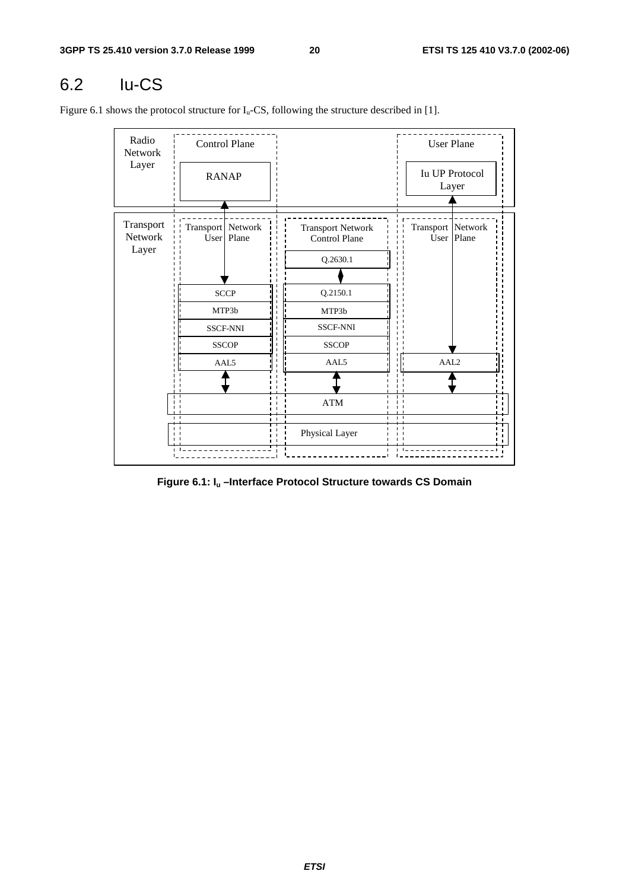## 6.2 Iu-CS

Figure 6.1 shows the protocol structure for $I_u$-CS, following the structure described in [1].

Radio Network Layer | Control Plane | User Plane
RANAP | Iu UP Protocol Layer

Transport Network Layer | Transport Network User Plane | Transport Network Control Plane | Transport Network User Plane
Q.2630.1
SCCP | Q.2150.1
MTP3b | MTP3b
SSCF-NNI | SSCF-NNI
SSCOP | SSCOP
AAL5 | AAL5 | AAL2
ATM
Physical Layer

**Figure 6.1: $I_u$ –Interface Protocol Structure towards CS Domain**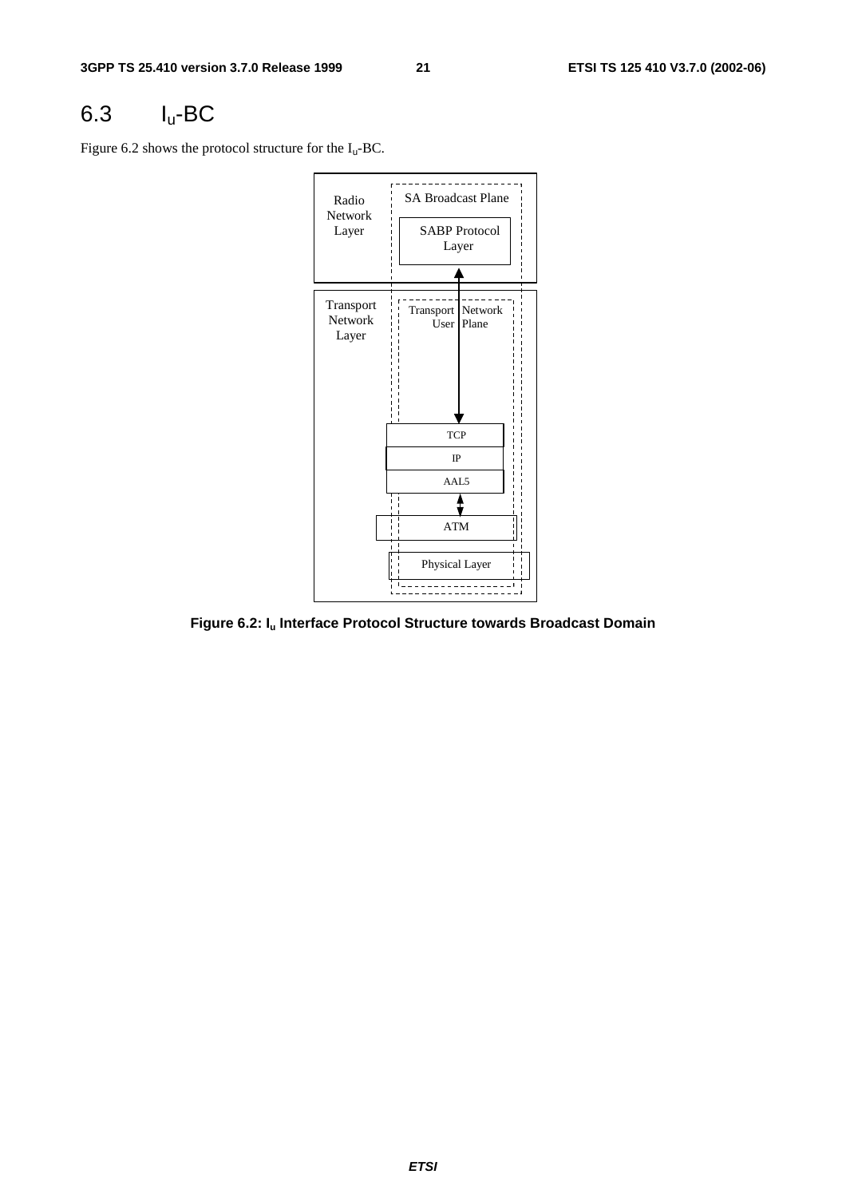## 6.3 $I_u$-BC

Figure 6.2 shows the protocol structure for the $I_u$-BC.

Radio Network Layer

SA Broadcast Plane

SABP Protocol Layer

Transport Network Layer

Transport Network User Plane

TCP

IP

AAL5

ATM

Physical Layer

**Figure 6.2: $I_u$ Interface Protocol Structure towards Broadcast Domain**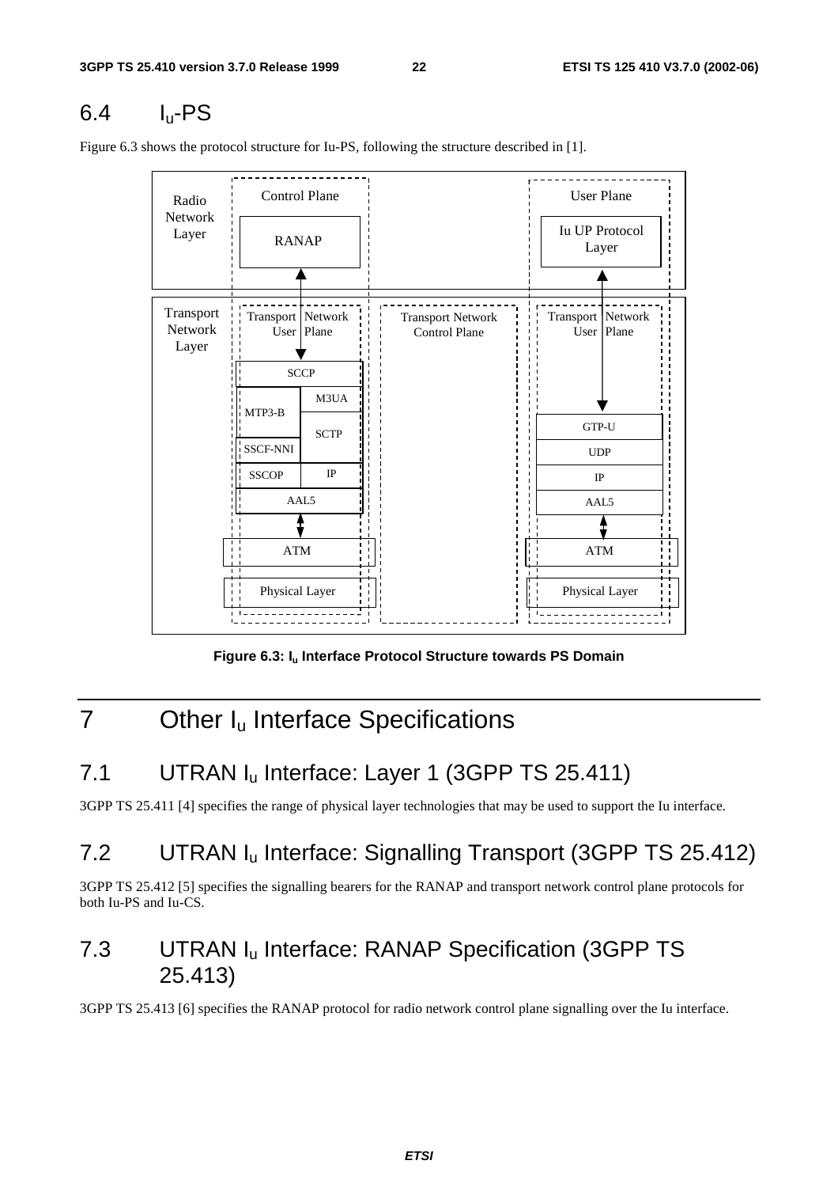## 6.4 $I_u$-PS

Figure 6.3 shows the protocol structure for Iu-PS, following the structure described in [1].

**Figure 6.3: $I_u$ Interface Protocol Structure towards PS Domain**

# 7 Other $I_u$ Interface Specifications

## 7.1 UTRAN $I_u$ Interface: Layer 1 (3GPP TS 25.411)

3GPP TS 25.411 [4] specifies the range of physical layer technologies that may be used to support the Iu interface.

## 7.2 UTRAN $I_u$ Interface: Signalling Transport (3GPP TS 25.412)

3GPP TS 25.412 [5] specifies the signalling bearers for the RANAP and transport network control plane protocols for both Iu-PS and Iu-CS.

## 7.3 UTRAN $I_u$ Interface: RANAP Specification (3GPP TS 25.413)

3GPP TS 25.413 [6] specifies the RANAP protocol for radio network control plane signalling over the Iu interface.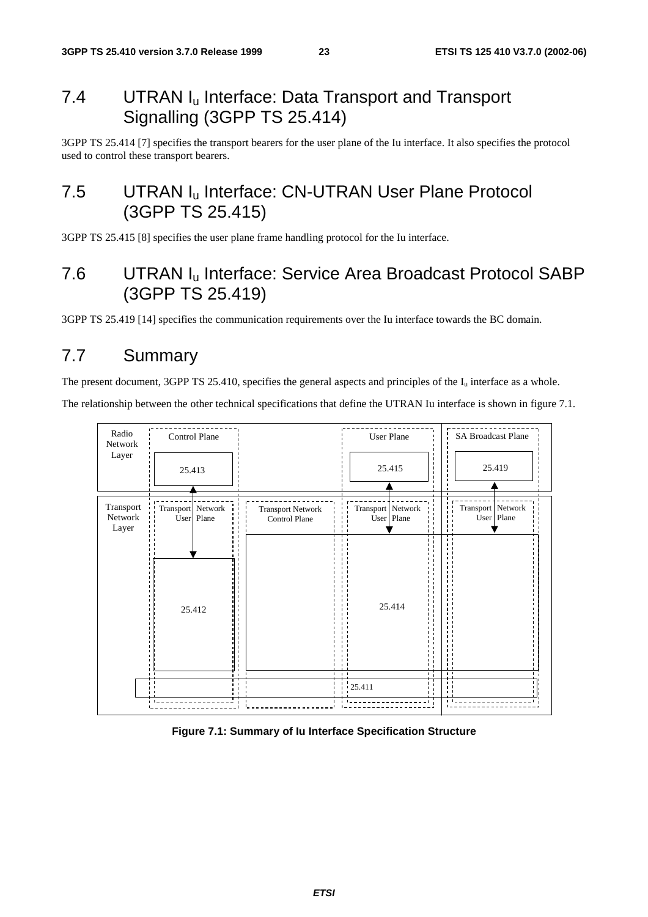## 7.4 UTRAN $I_u$ Interface: Data Transport and Transport Signalling (3GPP TS 25.414)

3GPP TS 25.414 [7] specifies the transport bearers for the user plane of the Iu interface. It also specifies the protocol used to control these transport bearers.

## 7.5 UTRAN $I_u$ Interface: CN-UTRAN User Plane Protocol (3GPP TS 25.415)

3GPP TS 25.415 [8] specifies the user plane frame handling protocol for the Iu interface.

## 7.6 UTRAN $I_u$ Interface: Service Area Broadcast Protocol SABP (3GPP TS 25.419)

3GPP TS 25.419 [14] specifies the communication requirements over the Iu interface towards the BC domain.

## 7.7 Summary

The present document, 3GPP TS 25.410, specifies the general aspects and principles of the $I_u$ interface as a whole.

The relationship between the other technical specifications that define the UTRAN Iu interface is shown in figure 7.1.

Radio Network Layer | Control Plane | User Plane | SA Broadcast Plane

25.413 | 25.415 | 25.419

Transport Network Layer | Transport Network User Plane | Transport Network Control Plane | Transport Network User Plane | Transport Network User Plane

25.412 | 25.414

25.411

**Figure 7.1: Summary of Iu Interface Specification Structure**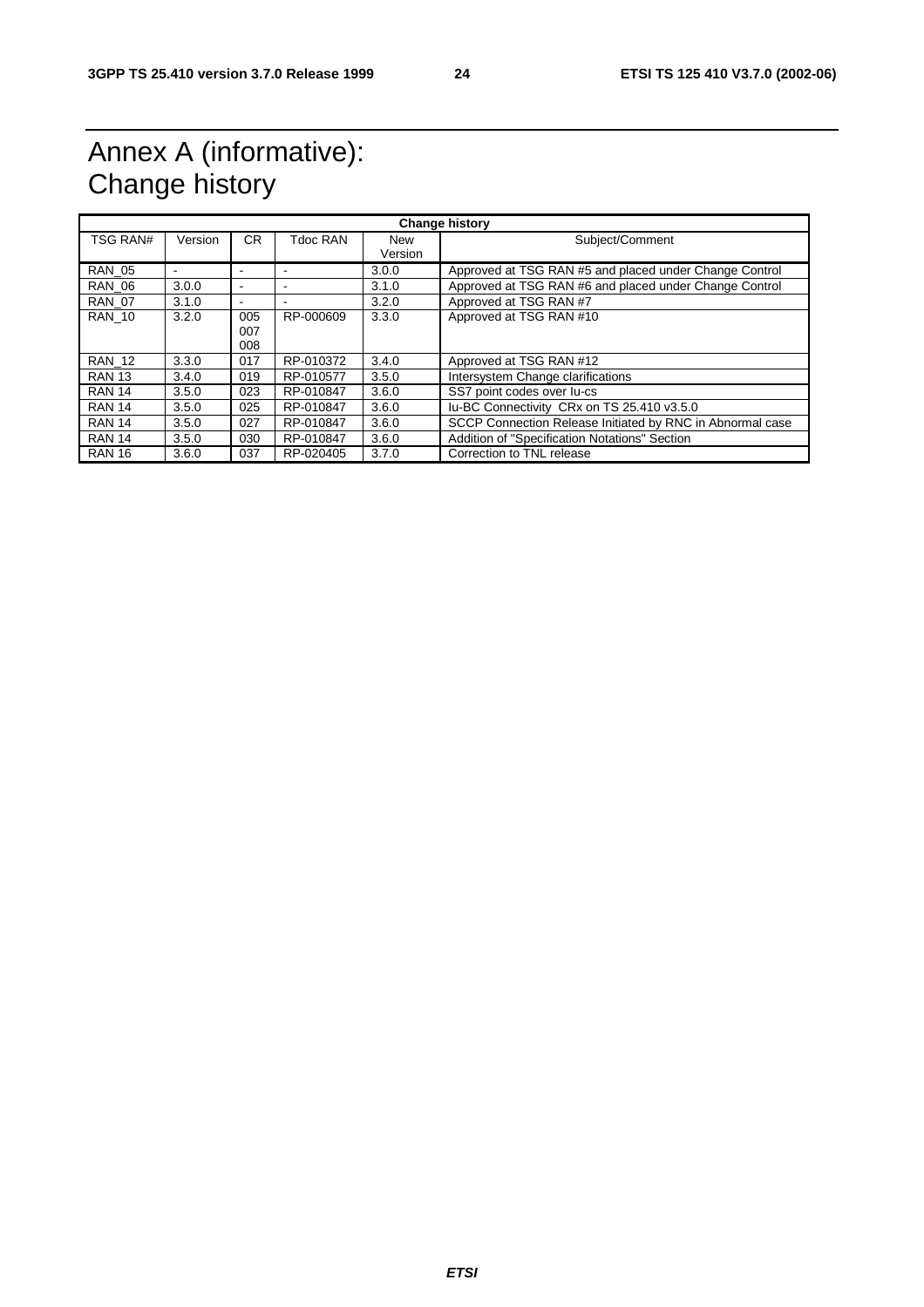# Annex A (informative): Change history

| Change history | | | | | |
|---|---|---|---|---|---|
| TSG RAN# | Version | CR | Tdoc RAN | New Version | Subject/Comment |
| RAN_05 | - | - | - | 3.0.0 | Approved at TSG RAN #5 and placed under Change Control |
| RAN_06 | 3.0.0 | - | - | 3.1.0 | Approved at TSG RAN #6 and placed under Change Control |
| RAN_07 | 3.1.0 | - | - | 3.2.0 | Approved at TSG RAN #7 |
| RAN_10 | 3.2.0 | 005 007 008 | RP-000609 | 3.3.0 | Approved at TSG RAN #10 |
| RAN_12 | 3.3.0 | 017 | RP-010372 | 3.4.0 | Approved at TSG RAN #12 |
| RAN 13 | 3.4.0 | 019 | RP-010577 | 3.5.0 | Intersystem Change clarifications |
| RAN 14 | 3.5.0 | 023 | RP-010847 | 3.6.0 | SS7 point codes over Iu-cs |
| RAN 14 | 3.5.0 | 025 | RP-010847 | 3.6.0 | Iu-BC Connectivity CRx on TS 25.410 v3.5.0 |
| RAN 14 | 3.5.0 | 027 | RP-010847 | 3.6.0 | SCCP Connection Release Initiated by RNC in Abnormal case |
| RAN 14 | 3.5.0 | 030 | RP-010847 | 3.6.0 | Addition of "Specification Notations" Section |
| RAN 16 | 3.6.0 | 037 | RP-020405 | 3.7.0 | Correction to TNL release |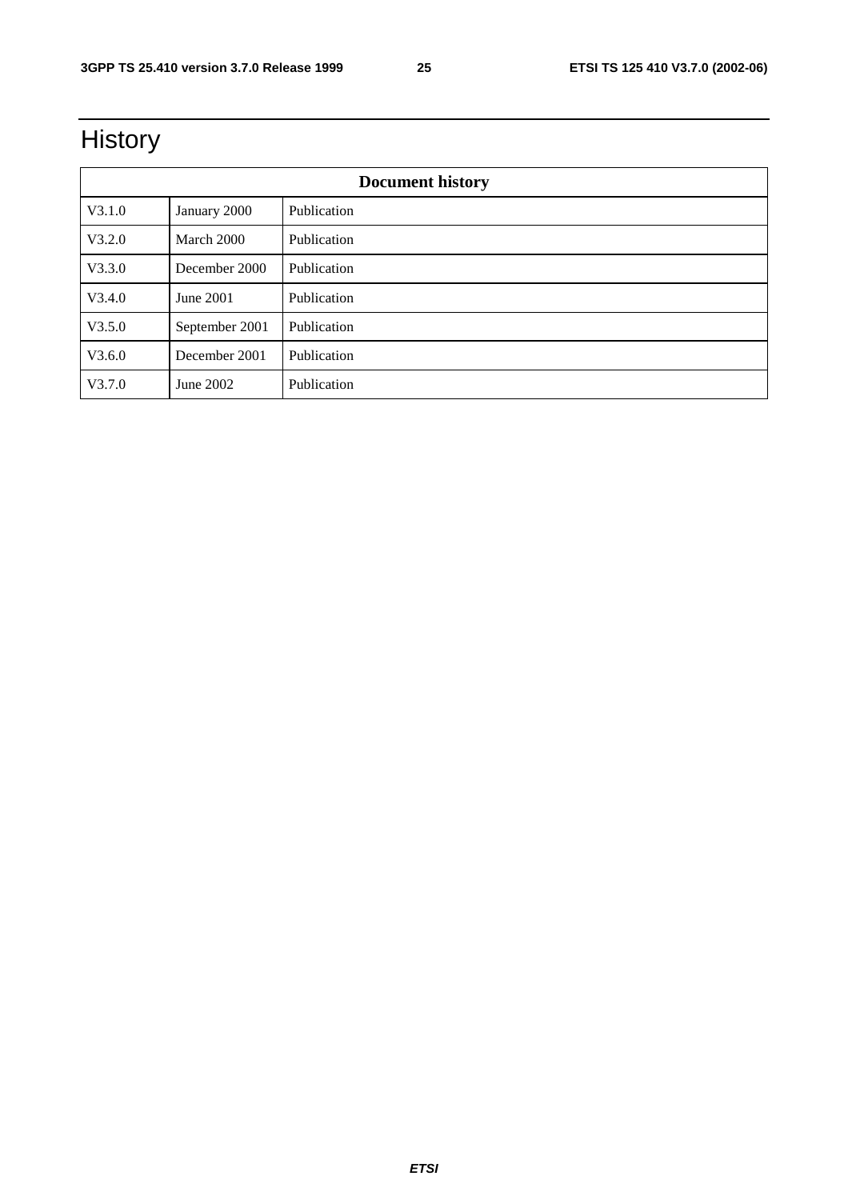# History

| Document history | | |
|---|---|---|
| V3.1.0 | January 2000 | Publication |
| V3.2.0 | March 2000 | Publication |
| V3.3.0 | December 2000 | Publication |
| V3.4.0 | June 2001 | Publication |
| V3.5.0 | September 2001 | Publication |
| V3.6.0 | December 2001 | Publication |
| V3.7.0 | June 2002 | Publication |